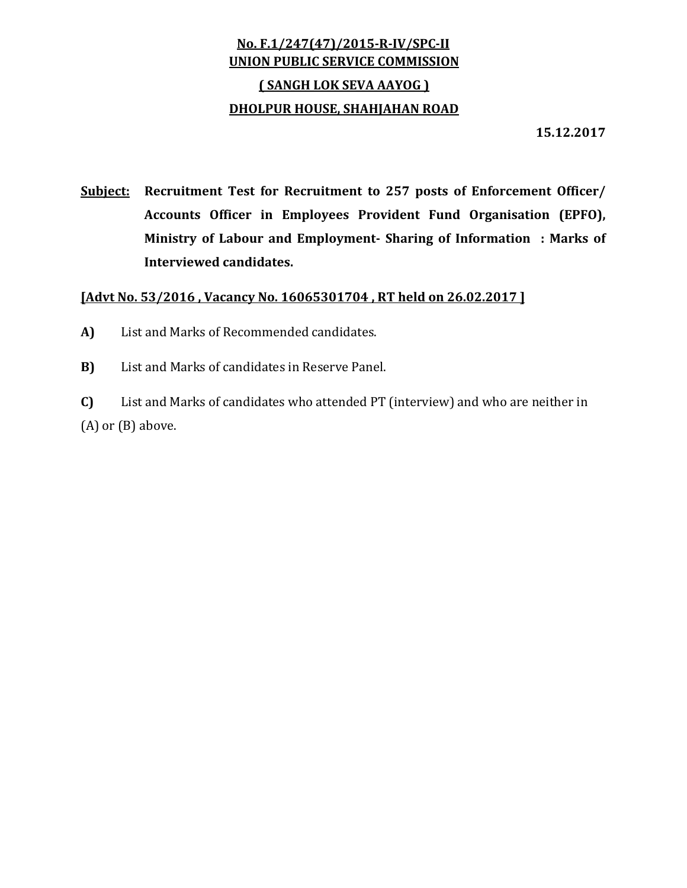**No. F.1/247(47)/2015-R-IV/SPC-II**
**UNION PUBLIC SERVICE COMMISSION**
**( SANGH LOK SEVA AAYOG )**
**DHOLPUR HOUSE, SHAHJAHAN ROAD**

**15.12.2017**

**Subject:** **Recruitment Test for Recruitment to 257 posts of Enforcement Officer/ Accounts Officer in Employees Provident Fund Organisation (EPFO), Ministry of Labour and Employment- Sharing of Information : Marks of Interviewed candidates.**

**[Advt No. 53/2016 , Vacancy No. 16065301704 , RT held on 26.02.2017 ]**

**A)** List and Marks of Recommended candidates.

**B)** List and Marks of candidates in Reserve Panel.

**C)** List and Marks of candidates who attended PT (interview) and who are neither in (A) or (B) above.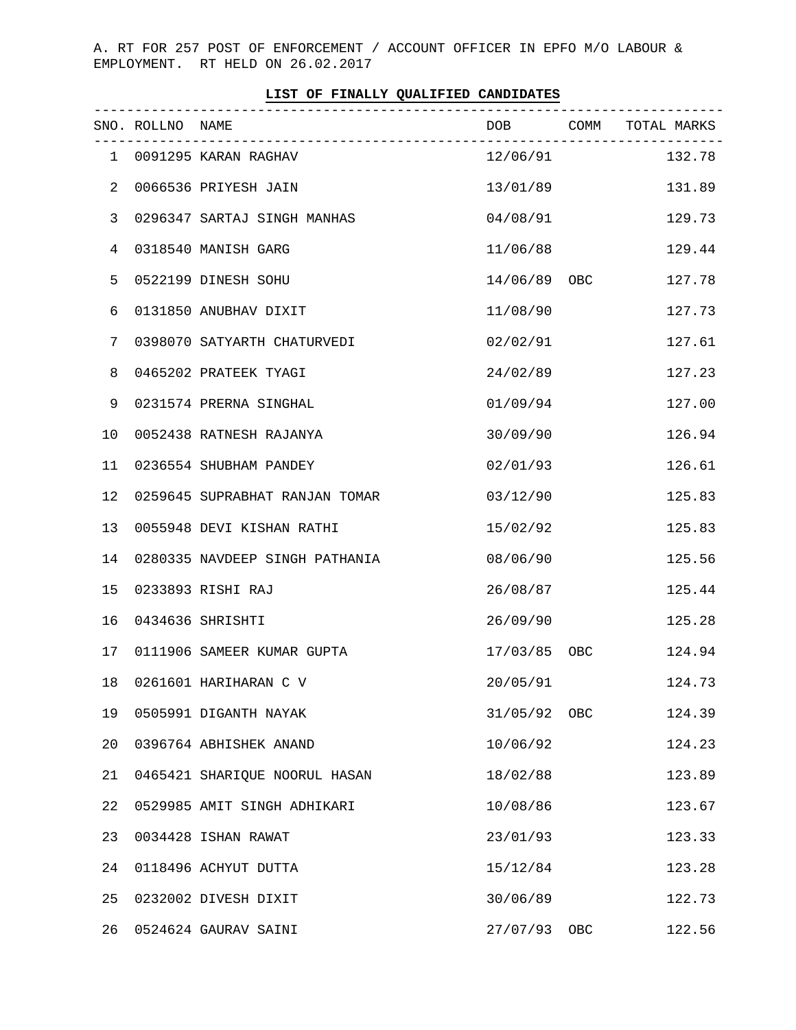A. RT FOR 257 POST OF ENFORCEMENT / ACCOUNT OFFICER IN EPFO M/O LABOUR & EMPLOYMENT. RT HELD ON 26.02.2017

**LIST OF FINALLY QUALIFIED CANDIDATES**

| SNO. | ROLLNO | NAME | DOB | COMM | TOTAL MARKS |
|---|---|---|---|---|---|
| 1 | 0091295 | KARAN RAGHAV | 12/06/91 | | 132.78 |
| 2 | 0066536 | PRIYESH JAIN | 13/01/89 | | 131.89 |
| 3 | 0296347 | SARTAJ SINGH MANHAS | 04/08/91 | | 129.73 |
| 4 | 0318540 | MANISH GARG | 11/06/88 | | 129.44 |
| 5 | 0522199 | DINESH SOHU | 14/06/89 | OBC | 127.78 |
| 6 | 0131850 | ANUBHAV DIXIT | 11/08/90 | | 127.73 |
| 7 | 0398070 | SATYARTH CHATURVEDI | 02/02/91 | | 127.61 |
| 8 | 0465202 | PRATEEK TYAGI | 24/02/89 | | 127.23 |
| 9 | 0231574 | PRERNA SINGHAL | 01/09/94 | | 127.00 |
| 10 | 0052438 | RATNESH RAJANYA | 30/09/90 | | 126.94 |
| 11 | 0236554 | SHUBHAM PANDEY | 02/01/93 | | 126.61 |
| 12 | 0259645 | SUPRABHAT RANJAN TOMAR | 03/12/90 | | 125.83 |
| 13 | 0055948 | DEVI KISHAN RATHI | 15/02/92 | | 125.83 |
| 14 | 0280335 | NAVDEEP SINGH PATHANIA | 08/06/90 | | 125.56 |
| 15 | 0233893 | RISHI RAJ | 26/08/87 | | 125.44 |
| 16 | 0434636 | SHRISHTI | 26/09/90 | | 125.28 |
| 17 | 0111906 | SAMEER KUMAR GUPTA | 17/03/85 | OBC | 124.94 |
| 18 | 0261601 | HARIHARAN C V | 20/05/91 | | 124.73 |
| 19 | 0505991 | DIGANTH NAYAK | 31/05/92 | OBC | 124.39 |
| 20 | 0396764 | ABHISHEK ANAND | 10/06/92 | | 124.23 |
| 21 | 0465421 | SHARIQUE NOORUL HASAN | 18/02/88 | | 123.89 |
| 22 | 0529985 | AMIT SINGH ADHIKARI | 10/08/86 | | 123.67 |
| 23 | 0034428 | ISHAN RAWAT | 23/01/93 | | 123.33 |
| 24 | 0118496 | ACHYUT DUTTA | 15/12/84 | | 123.28 |
| 25 | 0232002 | DIVESH DIXIT | 30/06/89 | | 122.73 |
| 26 | 0524624 | GAURAV SAINI | 27/07/93 | OBC | 122.56 |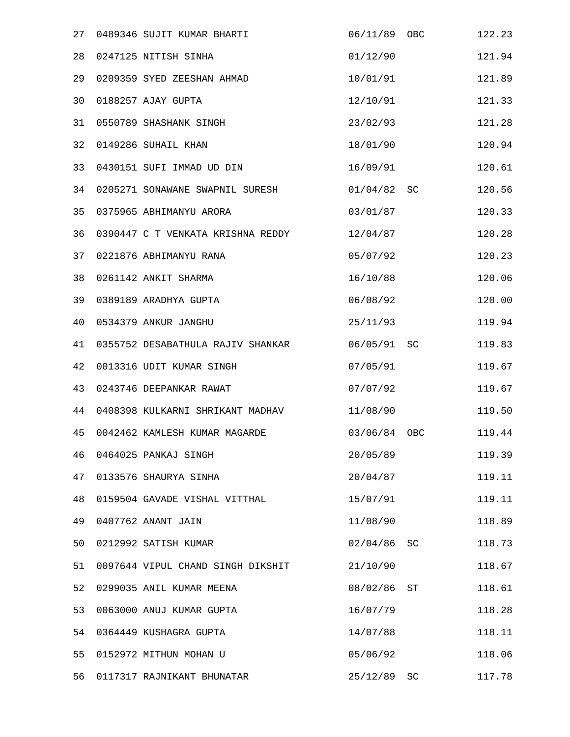| | | | | |
|---|---|---|---|---|
| 27 | 0489346 SUJIT KUMAR BHARTI | 06/11/89 | OBC | 122.23 |
| 28 | 0247125 NITISH SINHA | 01/12/90 | | 121.94 |
| 29 | 0209359 SYED ZEESHAN AHMAD | 10/01/91 | | 121.89 |
| 30 | 0188257 AJAY GUPTA | 12/10/91 | | 121.33 |
| 31 | 0550789 SHASHANK SINGH | 23/02/93 | | 121.28 |
| 32 | 0149286 SUHAIL KHAN | 18/01/90 | | 120.94 |
| 33 | 0430151 SUFI IMMAD UD DIN | 16/09/91 | | 120.61 |
| 34 | 0205271 SONAWANE SWAPNIL SURESH | 01/04/82 | SC | 120.56 |
| 35 | 0375965 ABHIMANYU ARORA | 03/01/87 | | 120.33 |
| 36 | 0390447 C T VENKATA KRISHNA REDDY | 12/04/87 | | 120.28 |
| 37 | 0221876 ABHIMANYU RANA | 05/07/92 | | 120.23 |
| 38 | 0261142 ANKIT SHARMA | 16/10/88 | | 120.06 |
| 39 | 0389189 ARADHYA GUPTA | 06/08/92 | | 120.00 |
| 40 | 0534379 ANKUR JANGHU | 25/11/93 | | 119.94 |
| 41 | 0355752 DESABATHULA RAJIV SHANKAR | 06/05/91 | SC | 119.83 |
| 42 | 0013316 UDIT KUMAR SINGH | 07/05/91 | | 119.67 |
| 43 | 0243746 DEEPANKAR RAWAT | 07/07/92 | | 119.67 |
| 44 | 0408398 KULKARNI SHRIKANT MADHAV | 11/08/90 | | 119.50 |
| 45 | 0042462 KAMLESH KUMAR MAGARDE | 03/06/84 | OBC | 119.44 |
| 46 | 0464025 PANKAJ SINGH | 20/05/89 | | 119.39 |
| 47 | 0133576 SHAURYA SINHA | 20/04/87 | | 119.11 |
| 48 | 0159504 GAVADE VISHAL VITTHAL | 15/07/91 | | 119.11 |
| 49 | 0407762 ANANT JAIN | 11/08/90 | | 118.89 |
| 50 | 0212992 SATISH KUMAR | 02/04/86 | SC | 118.73 |
| 51 | 0097644 VIPUL CHAND SINGH DIKSHIT | 21/10/90 | | 118.67 |
| 52 | 0299035 ANIL KUMAR MEENA | 08/02/86 | ST | 118.61 |
| 53 | 0063000 ANUJ KUMAR GUPTA | 16/07/79 | | 118.28 |
| 54 | 0364449 KUSHAGRA GUPTA | 14/07/88 | | 118.11 |
| 55 | 0152972 MITHUN MOHAN U | 05/06/92 | | 118.06 |
| 56 | 0117317 RAJNIKANT BHUNATAR | 25/12/89 | SC | 117.78 |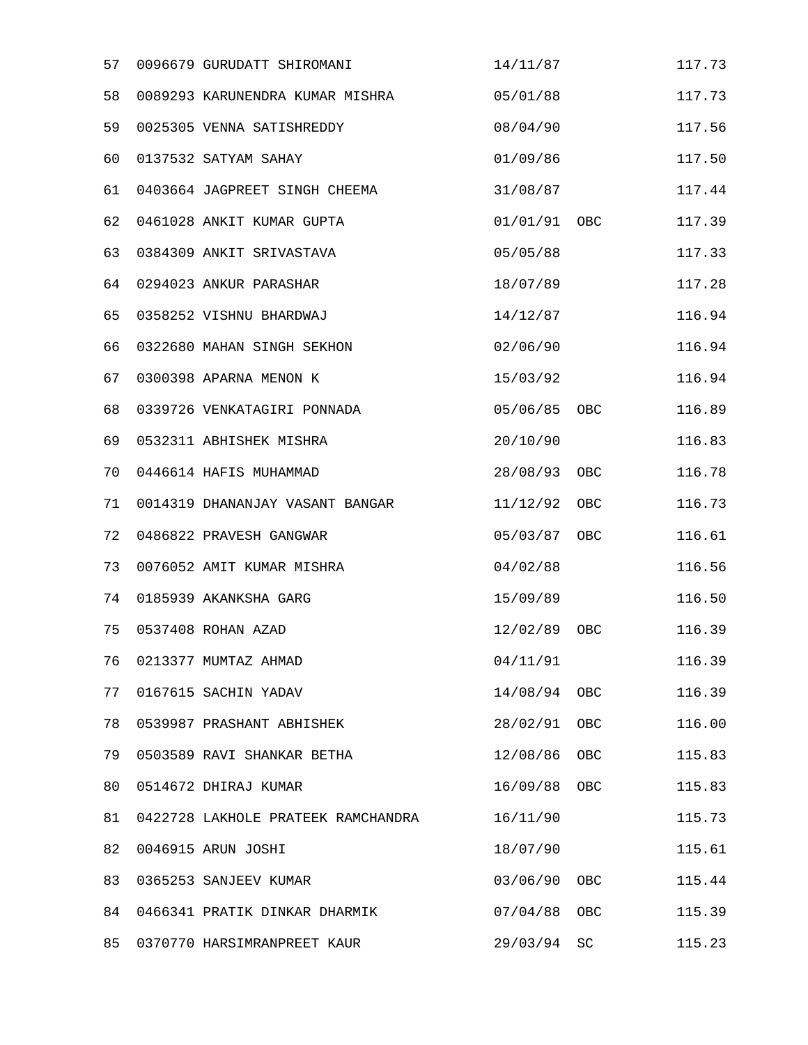| | | | | |
|---|---|---|---|---|
| 57 | 0096679 GURUDATT SHIROMANI | 14/11/87 | | 117.73 |
| 58 | 0089293 KARUNENDRA KUMAR MISHRA | 05/01/88 | | 117.73 |
| 59 | 0025305 VENNA SATISHREDDY | 08/04/90 | | 117.56 |
| 60 | 0137532 SATYAM SAHAY | 01/09/86 | | 117.50 |
| 61 | 0403664 JAGPREET SINGH CHEEMA | 31/08/87 | | 117.44 |
| 62 | 0461028 ANKIT KUMAR GUPTA | 01/01/91 | OBC | 117.39 |
| 63 | 0384309 ANKIT SRIVASTAVA | 05/05/88 | | 117.33 |
| 64 | 0294023 ANKUR PARASHAR | 18/07/89 | | 117.28 |
| 65 | 0358252 VISHNU BHARDWAJ | 14/12/87 | | 116.94 |
| 66 | 0322680 MAHAN SINGH SEKHON | 02/06/90 | | 116.94 |
| 67 | 0300398 APARNA MENON K | 15/03/92 | | 116.94 |
| 68 | 0339726 VENKATAGIRI PONNADA | 05/06/85 | OBC | 116.89 |
| 69 | 0532311 ABHISHEK MISHRA | 20/10/90 | | 116.83 |
| 70 | 0446614 HAFIS MUHAMMAD | 28/08/93 | OBC | 116.78 |
| 71 | 0014319 DHANANJAY VASANT BANGAR | 11/12/92 | OBC | 116.73 |
| 72 | 0486822 PRAVESH GANGWAR | 05/03/87 | OBC | 116.61 |
| 73 | 0076052 AMIT KUMAR MISHRA | 04/02/88 | | 116.56 |
| 74 | 0185939 AKANKSHA GARG | 15/09/89 | | 116.50 |
| 75 | 0537408 ROHAN AZAD | 12/02/89 | OBC | 116.39 |
| 76 | 0213377 MUMTAZ AHMAD | 04/11/91 | | 116.39 |
| 77 | 0167615 SACHIN YADAV | 14/08/94 | OBC | 116.39 |
| 78 | 0539987 PRASHANT ABHISHEK | 28/02/91 | OBC | 116.00 |
| 79 | 0503589 RAVI SHANKAR BETHA | 12/08/86 | OBC | 115.83 |
| 80 | 0514672 DHIRAJ KUMAR | 16/09/88 | OBC | 115.83 |
| 81 | 0422728 LAKHOLE PRATEEK RAMCHANDRA | 16/11/90 | | 115.73 |
| 82 | 0046915 ARUN JOSHI | 18/07/90 | | 115.61 |
| 83 | 0365253 SANJEEV KUMAR | 03/06/90 | OBC | 115.44 |
| 84 | 0466341 PRATIK DINKAR DHARMIK | 07/04/88 | OBC | 115.39 |
| 85 | 0370770 HARSIMRANPREET KAUR | 29/03/94 | SC | 115.23 |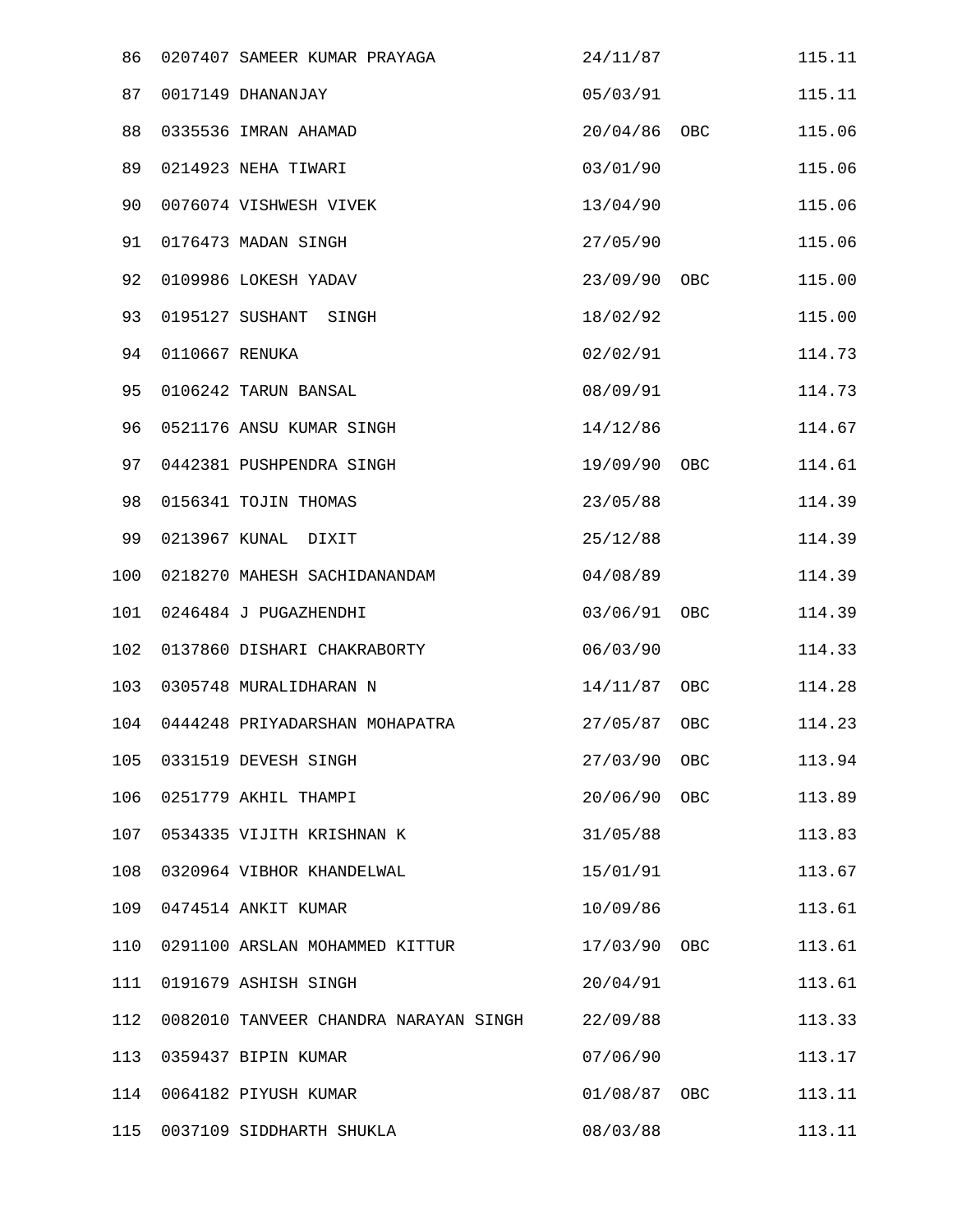| | | | | | |
|---|---|---|---|---|---|
| 86 | 0207407 | SAMEER KUMAR PRAYAGA | 24/11/87 | | 115.11 |
| 87 | 0017149 | DHANANJAY | 05/03/91 | | 115.11 |
| 88 | 0335536 | IMRAN AHAMAD | 20/04/86 | OBC | 115.06 |
| 89 | 0214923 | NEHA TIWARI | 03/01/90 | | 115.06 |
| 90 | 0076074 | VISHWESH VIVEK | 13/04/90 | | 115.06 |
| 91 | 0176473 | MADAN SINGH | 27/05/90 | | 115.06 |
| 92 | 0109986 | LOKESH YADAV | 23/09/90 | OBC | 115.00 |
| 93 | 0195127 | SUSHANT  SINGH | 18/02/92 | | 115.00 |
| 94 | 0110667 | RENUKA | 02/02/91 | | 114.73 |
| 95 | 0106242 | TARUN BANSAL | 08/09/91 | | 114.73 |
| 96 | 0521176 | ANSU KUMAR SINGH | 14/12/86 | | 114.67 |
| 97 | 0442381 | PUSHPENDRA SINGH | 19/09/90 | OBC | 114.61 |
| 98 | 0156341 | TOJIN THOMAS | 23/05/88 | | 114.39 |
| 99 | 0213967 | KUNAL  DIXIT | 25/12/88 | | 114.39 |
| 100 | 0218270 | MAHESH SACHIDANANDAM | 04/08/89 | | 114.39 |
| 101 | 0246484 | J PUGAZHENDHI | 03/06/91 | OBC | 114.39 |
| 102 | 0137860 | DISHARI CHAKRABORTY | 06/03/90 | | 114.33 |
| 103 | 0305748 | MURALIDHARAN N | 14/11/87 | OBC | 114.28 |
| 104 | 0444248 | PRIYADARSHAN MOHAPATRA | 27/05/87 | OBC | 114.23 |
| 105 | 0331519 | DEVESH SINGH | 27/03/90 | OBC | 113.94 |
| 106 | 0251779 | AKHIL THAMPI | 20/06/90 | OBC | 113.89 |
| 107 | 0534335 | VIJITH KRISHNAN K | 31/05/88 | | 113.83 |
| 108 | 0320964 | VIBHOR KHANDELWAL | 15/01/91 | | 113.67 |
| 109 | 0474514 | ANKIT KUMAR | 10/09/86 | | 113.61 |
| 110 | 0291100 | ARSLAN MOHAMMED KITTUR | 17/03/90 | OBC | 113.61 |
| 111 | 0191679 | ASHISH SINGH | 20/04/91 | | 113.61 |
| 112 | 0082010 | TANVEER CHANDRA NARAYAN SINGH | 22/09/88 | | 113.33 |
| 113 | 0359437 | BIPIN KUMAR | 07/06/90 | | 113.17 |
| 114 | 0064182 | PIYUSH KUMAR | 01/08/87 | OBC | 113.11 |
| 115 | 0037109 | SIDDHARTH SHUKLA | 08/03/88 | | 113.11 |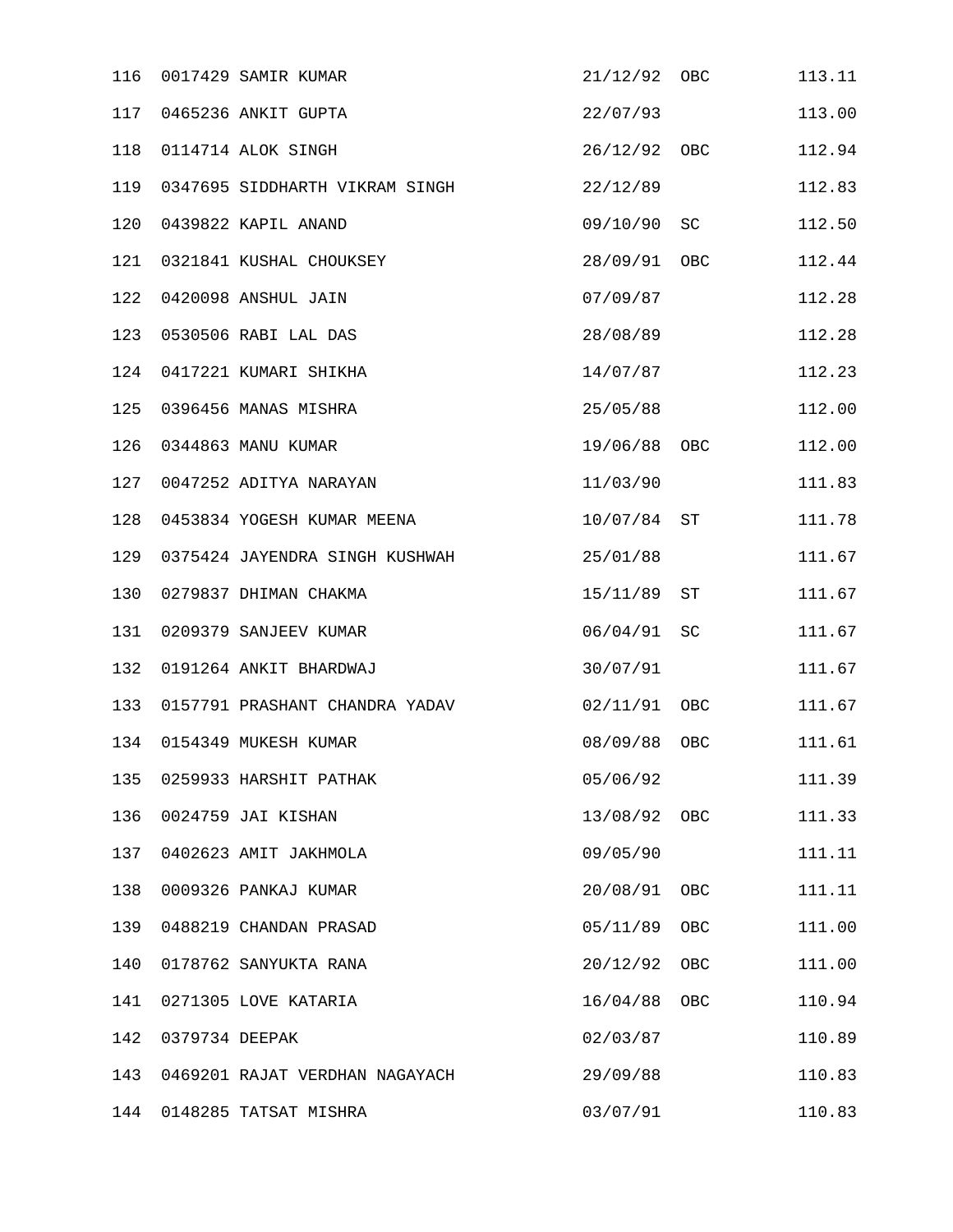| | | | | | |
|---|---|---|---|---|---|
| 116 | 0017429 | SAMIR KUMAR | 21/12/92 | OBC | 113.11 |
| 117 | 0465236 | ANKIT GUPTA | 22/07/93 | | 113.00 |
| 118 | 0114714 | ALOK SINGH | 26/12/92 | OBC | 112.94 |
| 119 | 0347695 | SIDDHARTH VIKRAM SINGH | 22/12/89 | | 112.83 |
| 120 | 0439822 | KAPIL ANAND | 09/10/90 | SC | 112.50 |
| 121 | 0321841 | KUSHAL CHOUKSEY | 28/09/91 | OBC | 112.44 |
| 122 | 0420098 | ANSHUL JAIN | 07/09/87 | | 112.28 |
| 123 | 0530506 | RABI LAL DAS | 28/08/89 | | 112.28 |
| 124 | 0417221 | KUMARI SHIKHA | 14/07/87 | | 112.23 |
| 125 | 0396456 | MANAS MISHRA | 25/05/88 | | 112.00 |
| 126 | 0344863 | MANU KUMAR | 19/06/88 | OBC | 112.00 |
| 127 | 0047252 | ADITYA NARAYAN | 11/03/90 | | 111.83 |
| 128 | 0453834 | YOGESH KUMAR MEENA | 10/07/84 | ST | 111.78 |
| 129 | 0375424 | JAYENDRA SINGH KUSHWAH | 25/01/88 | | 111.67 |
| 130 | 0279837 | DHIMAN CHAKMA | 15/11/89 | ST | 111.67 |
| 131 | 0209379 | SANJEEV KUMAR | 06/04/91 | SC | 111.67 |
| 132 | 0191264 | ANKIT BHARDWAJ | 30/07/91 | | 111.67 |
| 133 | 0157791 | PRASHANT CHANDRA YADAV | 02/11/91 | OBC | 111.67 |
| 134 | 0154349 | MUKESH KUMAR | 08/09/88 | OBC | 111.61 |
| 135 | 0259933 | HARSHIT PATHAK | 05/06/92 | | 111.39 |
| 136 | 0024759 | JAI KISHAN | 13/08/92 | OBC | 111.33 |
| 137 | 0402623 | AMIT JAKHMOLA | 09/05/90 | | 111.11 |
| 138 | 0009326 | PANKAJ KUMAR | 20/08/91 | OBC | 111.11 |
| 139 | 0488219 | CHANDAN PRASAD | 05/11/89 | OBC | 111.00 |
| 140 | 0178762 | SANYUKTA RANA | 20/12/92 | OBC | 111.00 |
| 141 | 0271305 | LOVE KATARIA | 16/04/88 | OBC | 110.94 |
| 142 | 0379734 | DEEPAK | 02/03/87 | | 110.89 |
| 143 | 0469201 | RAJAT VERDHAN NAGAYACH | 29/09/88 | | 110.83 |
| 144 | 0148285 | TATSAT MISHRA | 03/07/91 | | 110.83 |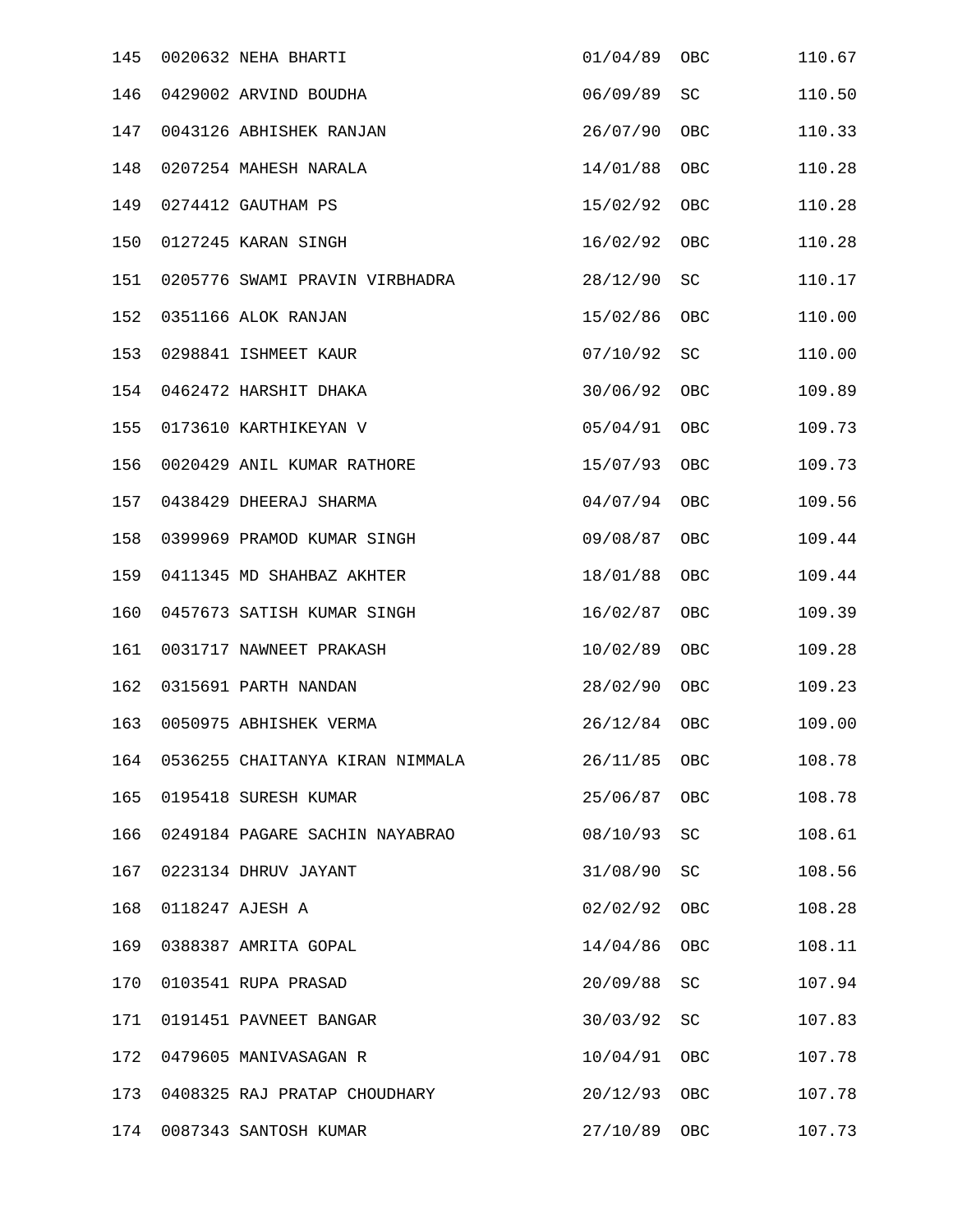| | | | | |
|---|---|---|---|---|
| 145 | 0020632 NEHA BHARTI | 01/04/89 | OBC | 110.67 |
| 146 | 0429002 ARVIND BOUDHA | 06/09/89 | SC | 110.50 |
| 147 | 0043126 ABHISHEK RANJAN | 26/07/90 | OBC | 110.33 |
| 148 | 0207254 MAHESH NARALA | 14/01/88 | OBC | 110.28 |
| 149 | 0274412 GAUTHAM PS | 15/02/92 | OBC | 110.28 |
| 150 | 0127245 KARAN SINGH | 16/02/92 | OBC | 110.28 |
| 151 | 0205776 SWAMI PRAVIN VIRBHADRA | 28/12/90 | SC | 110.17 |
| 152 | 0351166 ALOK RANJAN | 15/02/86 | OBC | 110.00 |
| 153 | 0298841 ISHMEET KAUR | 07/10/92 | SC | 110.00 |
| 154 | 0462472 HARSHIT DHAKA | 30/06/92 | OBC | 109.89 |
| 155 | 0173610 KARTHIKEYAN V | 05/04/91 | OBC | 109.73 |
| 156 | 0020429 ANIL KUMAR RATHORE | 15/07/93 | OBC | 109.73 |
| 157 | 0438429 DHEERAJ SHARMA | 04/07/94 | OBC | 109.56 |
| 158 | 0399969 PRAMOD KUMAR SINGH | 09/08/87 | OBC | 109.44 |
| 159 | 0411345 MD SHAHBAZ AKHTER | 18/01/88 | OBC | 109.44 |
| 160 | 0457673 SATISH KUMAR SINGH | 16/02/87 | OBC | 109.39 |
| 161 | 0031717 NAWNEET PRAKASH | 10/02/89 | OBC | 109.28 |
| 162 | 0315691 PARTH NANDAN | 28/02/90 | OBC | 109.23 |
| 163 | 0050975 ABHISHEK VERMA | 26/12/84 | OBC | 109.00 |
| 164 | 0536255 CHAITANYA KIRAN NIMMALA | 26/11/85 | OBC | 108.78 |
| 165 | 0195418 SURESH KUMAR | 25/06/87 | OBC | 108.78 |
| 166 | 0249184 PAGARE SACHIN NAYABRAO | 08/10/93 | SC | 108.61 |
| 167 | 0223134 DHRUV JAYANT | 31/08/90 | SC | 108.56 |
| 168 | 0118247 AJESH A | 02/02/92 | OBC | 108.28 |
| 169 | 0388387 AMRITA GOPAL | 14/04/86 | OBC | 108.11 |
| 170 | 0103541 RUPA PRASAD | 20/09/88 | SC | 107.94 |
| 171 | 0191451 PAVNEET BANGAR | 30/03/92 | SC | 107.83 |
| 172 | 0479605 MANIVASAGAN R | 10/04/91 | OBC | 107.78 |
| 173 | 0408325 RAJ PRATAP CHOUDHARY | 20/12/93 | OBC | 107.78 |
| 174 | 0087343 SANTOSH KUMAR | 27/10/89 | OBC | 107.73 |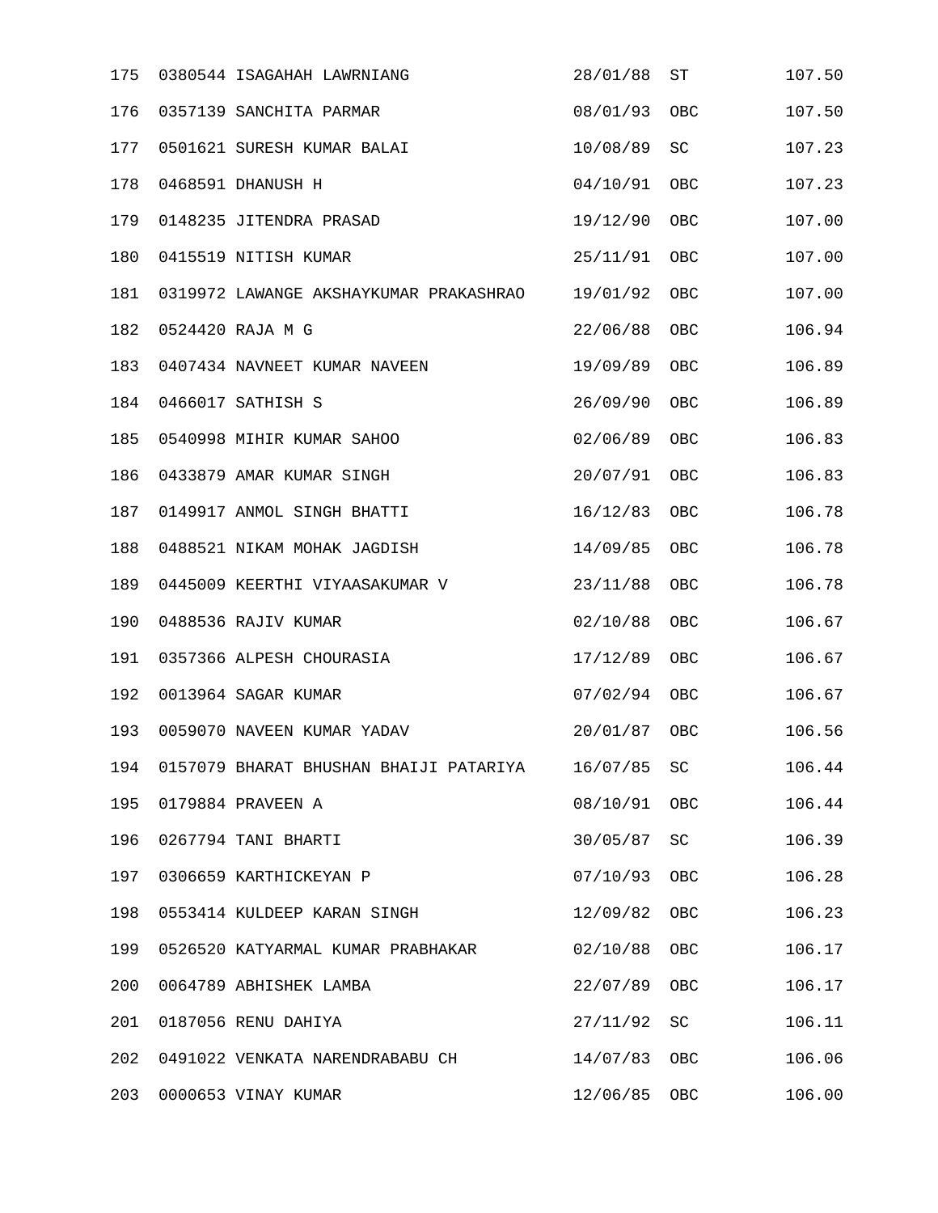| | | | | |
|---|---|---|---|---|
| 175 | 0380544 ISAGAHAH LAWRNIANG | 28/01/88 | ST | 107.50 |
| 176 | 0357139 SANCHITA PARMAR | 08/01/93 | OBC | 107.50 |
| 177 | 0501621 SURESH KUMAR BALAI | 10/08/89 | SC | 107.23 |
| 178 | 0468591 DHANUSH H | 04/10/91 | OBC | 107.23 |
| 179 | 0148235 JITENDRA PRASAD | 19/12/90 | OBC | 107.00 |
| 180 | 0415519 NITISH KUMAR | 25/11/91 | OBC | 107.00 |
| 181 | 0319972 LAWANGE AKSHAYKUMAR PRAKASHRAO | 19/01/92 | OBC | 107.00 |
| 182 | 0524420 RAJA M G | 22/06/88 | OBC | 106.94 |
| 183 | 0407434 NAVNEET KUMAR NAVEEN | 19/09/89 | OBC | 106.89 |
| 184 | 0466017 SATHISH S | 26/09/90 | OBC | 106.89 |
| 185 | 0540998 MIHIR KUMAR SAHOO | 02/06/89 | OBC | 106.83 |
| 186 | 0433879 AMAR KUMAR SINGH | 20/07/91 | OBC | 106.83 |
| 187 | 0149917 ANMOL SINGH BHATTI | 16/12/83 | OBC | 106.78 |
| 188 | 0488521 NIKAM MOHAK JAGDISH | 14/09/85 | OBC | 106.78 |
| 189 | 0445009 KEERTHI VIYAASAKUMAR V | 23/11/88 | OBC | 106.78 |
| 190 | 0488536 RAJIV KUMAR | 02/10/88 | OBC | 106.67 |
| 191 | 0357366 ALPESH CHOURASIA | 17/12/89 | OBC | 106.67 |
| 192 | 0013964 SAGAR KUMAR | 07/02/94 | OBC | 106.67 |
| 193 | 0059070 NAVEEN KUMAR YADAV | 20/01/87 | OBC | 106.56 |
| 194 | 0157079 BHARAT BHUSHAN BHAIJI PATARIYA | 16/07/85 | SC | 106.44 |
| 195 | 0179884 PRAVEEN A | 08/10/91 | OBC | 106.44 |
| 196 | 0267794 TANI BHARTI | 30/05/87 | SC | 106.39 |
| 197 | 0306659 KARTHICKEYAN P | 07/10/93 | OBC | 106.28 |
| 198 | 0553414 KULDEEP KARAN SINGH | 12/09/82 | OBC | 106.23 |
| 199 | 0526520 KATYARMAL KUMAR PRABHAKAR | 02/10/88 | OBC | 106.17 |
| 200 | 0064789 ABHISHEK LAMBA | 22/07/89 | OBC | 106.17 |
| 201 | 0187056 RENU DAHIYA | 27/11/92 | SC | 106.11 |
| 202 | 0491022 VENKATA NARENDRABABU CH | 14/07/83 | OBC | 106.06 |
| 203 | 0000653 VINAY KUMAR | 12/06/85 | OBC | 106.00 |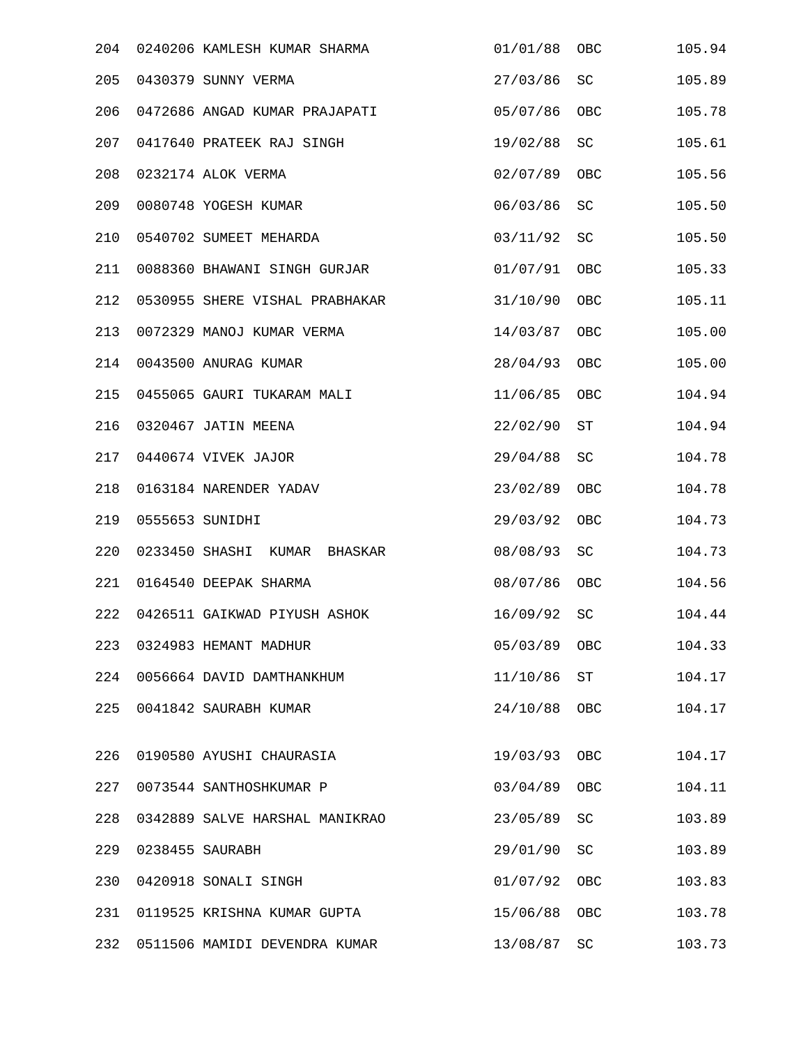| | | | | | |
|---|---|---|---|---|---|
| 204 | 0240206 | KAMLESH KUMAR SHARMA | 01/01/88 | OBC | 105.94 |
| 205 | 0430379 | SUNNY VERMA | 27/03/86 | SC | 105.89 |
| 206 | 0472686 | ANGAD KUMAR PRAJAPATI | 05/07/86 | OBC | 105.78 |
| 207 | 0417640 | PRATEEK RAJ SINGH | 19/02/88 | SC | 105.61 |
| 208 | 0232174 | ALOK VERMA | 02/07/89 | OBC | 105.56 |
| 209 | 0080748 | YOGESH KUMAR | 06/03/86 | SC | 105.50 |
| 210 | 0540702 | SUMEET MEHARDA | 03/11/92 | SC | 105.50 |
| 211 | 0088360 | BHAWANI SINGH GURJAR | 01/07/91 | OBC | 105.33 |
| 212 | 0530955 | SHERE VISHAL PRABHAKAR | 31/10/90 | OBC | 105.11 |
| 213 | 0072329 | MANOJ KUMAR VERMA | 14/03/87 | OBC | 105.00 |
| 214 | 0043500 | ANURAG KUMAR | 28/04/93 | OBC | 105.00 |
| 215 | 0455065 | GAURI TUKARAM MALI | 11/06/85 | OBC | 104.94 |
| 216 | 0320467 | JATIN MEENA | 22/02/90 | ST | 104.94 |
| 217 | 0440674 | VIVEK JAJOR | 29/04/88 | SC | 104.78 |
| 218 | 0163184 | NARENDER YADAV | 23/02/89 | OBC | 104.78 |
| 219 | 0555653 | SUNIDHI | 29/03/92 | OBC | 104.73 |
| 220 | 0233450 | SHASHI KUMAR BHASKAR | 08/08/93 | SC | 104.73 |
| 221 | 0164540 | DEEPAK SHARMA | 08/07/86 | OBC | 104.56 |
| 222 | 0426511 | GAIKWAD PIYUSH ASHOK | 16/09/92 | SC | 104.44 |
| 223 | 0324983 | HEMANT MADHUR | 05/03/89 | OBC | 104.33 |
| 224 | 0056664 | DAVID DAMTHANKHUM | 11/10/86 | ST | 104.17 |
| 225 | 0041842 | SAURABH KUMAR | 24/10/88 | OBC | 104.17 |
| 226 | 0190580 | AYUSHI CHAURASIA | 19/03/93 | OBC | 104.17 |
| 227 | 0073544 | SANTHOSHKUMAR P | 03/04/89 | OBC | 104.11 |
| 228 | 0342889 | SALVE HARSHAL MANIKRAO | 23/05/89 | SC | 103.89 |
| 229 | 0238455 | SAURABH | 29/01/90 | SC | 103.89 |
| 230 | 0420918 | SONALI SINGH | 01/07/92 | OBC | 103.83 |
| 231 | 0119525 | KRISHNA KUMAR GUPTA | 15/06/88 | OBC | 103.78 |
| 232 | 0511506 | MAMIDI DEVENDRA KUMAR | 13/08/87 | SC | 103.73 |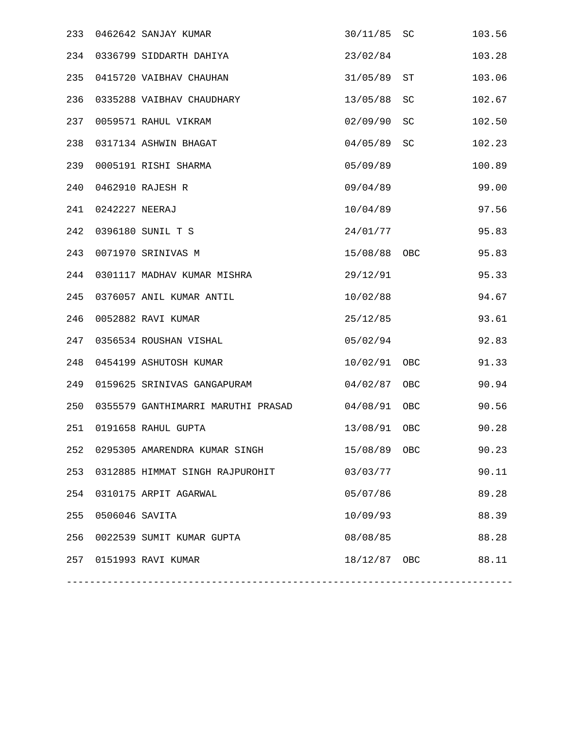| | | | | | |
|---|---|---|---|---|---|
| 233 | 0462642 | SANJAY KUMAR | 30/11/85 | SC | 103.56 |
| 234 | 0336799 | SIDDARTH DAHIYA | 23/02/84 | | 103.28 |
| 235 | 0415720 | VAIBHAV CHAUHAN | 31/05/89 | ST | 103.06 |
| 236 | 0335288 | VAIBHAV CHAUDHARY | 13/05/88 | SC | 102.67 |
| 237 | 0059571 | RAHUL VIKRAM | 02/09/90 | SC | 102.50 |
| 238 | 0317134 | ASHWIN BHAGAT | 04/05/89 | SC | 102.23 |
| 239 | 0005191 | RISHI SHARMA | 05/09/89 | | 100.89 |
| 240 | 0462910 | RAJESH R | 09/04/89 | | 99.00 |
| 241 | 0242227 | NEERAJ | 10/04/89 | | 97.56 |
| 242 | 0396180 | SUNIL T S | 24/01/77 | | 95.83 |
| 243 | 0071970 | SRINIVAS M | 15/08/88 | OBC | 95.83 |
| 244 | 0301117 | MADHAV KUMAR MISHRA | 29/12/91 | | 95.33 |
| 245 | 0376057 | ANIL KUMAR ANTIL | 10/02/88 | | 94.67 |
| 246 | 0052882 | RAVI KUMAR | 25/12/85 | | 93.61 |
| 247 | 0356534 | ROUSHAN VISHAL | 05/02/94 | | 92.83 |
| 248 | 0454199 | ASHUTOSH KUMAR | 10/02/91 | OBC | 91.33 |
| 249 | 0159625 | SRINIVAS GANGAPURAM | 04/02/87 | OBC | 90.94 |
| 250 | 0355579 | GANTHIMARRI MARUTHI PRASAD | 04/08/91 | OBC | 90.56 |
| 251 | 0191658 | RAHUL GUPTA | 13/08/91 | OBC | 90.28 |
| 252 | 0295305 | AMARENDRA KUMAR SINGH | 15/08/89 | OBC | 90.23 |
| 253 | 0312885 | HIMMAT SINGH RAJPUROHIT | 03/03/77 | | 90.11 |
| 254 | 0310175 | ARPIT AGARWAL | 05/07/86 | | 89.28 |
| 255 | 0506046 | SAVITA | 10/09/93 | | 88.39 |
| 256 | 0022539 | SUMIT KUMAR GUPTA | 08/08/85 | | 88.28 |
| 257 | 0151993 | RAVI KUMAR | 18/12/87 | OBC | 88.11 |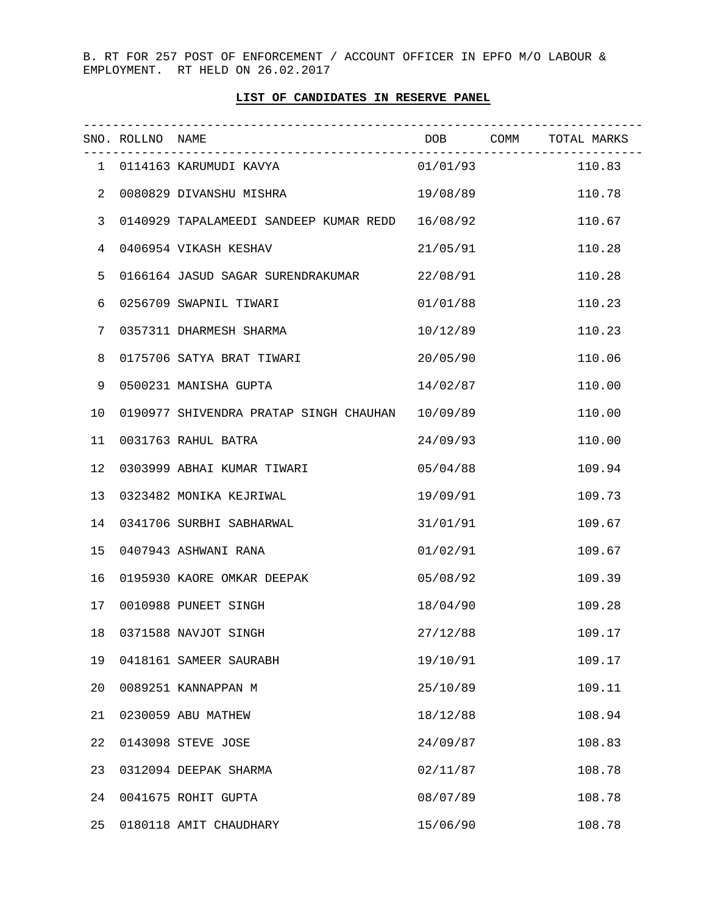B. RT FOR 257 POST OF ENFORCEMENT / ACCOUNT OFFICER IN EPFO M/O LABOUR & EMPLOYMENT. RT HELD ON 26.02.2017

**LIST OF CANDIDATES IN RESERVE PANEL**

| SNO. | ROLLNO | NAME | DOB | COMM | TOTAL MARKS |
|---|---|---|---|---|---|
| 1 | 0114163 | KARUMUDI KAVYA | 01/01/93 | | 110.83 |
| 2 | 0080829 | DIVANSHU MISHRA | 19/08/89 | | 110.78 |
| 3 | 0140929 | TAPALAMEEDI SANDEEP KUMAR REDD | 16/08/92 | | 110.67 |
| 4 | 0406954 | VIKASH KESHAV | 21/05/91 | | 110.28 |
| 5 | 0166164 | JASUD SAGAR SURENDRAKUMAR | 22/08/91 | | 110.28 |
| 6 | 0256709 | SWAPNIL TIWARI | 01/01/88 | | 110.23 |
| 7 | 0357311 | DHARMESH SHARMA | 10/12/89 | | 110.23 |
| 8 | 0175706 | SATYA BRAT TIWARI | 20/05/90 | | 110.06 |
| 9 | 0500231 | MANISHA GUPTA | 14/02/87 | | 110.00 |
| 10 | 0190977 | SHIVENDRA PRATAP SINGH CHAUHAN | 10/09/89 | | 110.00 |
| 11 | 0031763 | RAHUL BATRA | 24/09/93 | | 110.00 |
| 12 | 0303999 | ABHAI KUMAR TIWARI | 05/04/88 | | 109.94 |
| 13 | 0323482 | MONIKA KEJRIWAL | 19/09/91 | | 109.73 |
| 14 | 0341706 | SURBHI SABHARWAL | 31/01/91 | | 109.67 |
| 15 | 0407943 | ASHWANI RANA | 01/02/91 | | 109.67 |
| 16 | 0195930 | KAORE OMKAR DEEPAK | 05/08/92 | | 109.39 |
| 17 | 0010988 | PUNEET SINGH | 18/04/90 | | 109.28 |
| 18 | 0371588 | NAVJOT SINGH | 27/12/88 | | 109.17 |
| 19 | 0418161 | SAMEER SAURABH | 19/10/91 | | 109.17 |
| 20 | 0089251 | KANNAPPAN M | 25/10/89 | | 109.11 |
| 21 | 0230059 | ABU MATHEW | 18/12/88 | | 108.94 |
| 22 | 0143098 | STEVE JOSE | 24/09/87 | | 108.83 |
| 23 | 0312094 | DEEPAK SHARMA | 02/11/87 | | 108.78 |
| 24 | 0041675 | ROHIT GUPTA | 08/07/89 | | 108.78 |
| 25 | 0180118 | AMIT CHAUDHARY | 15/06/90 | | 108.78 |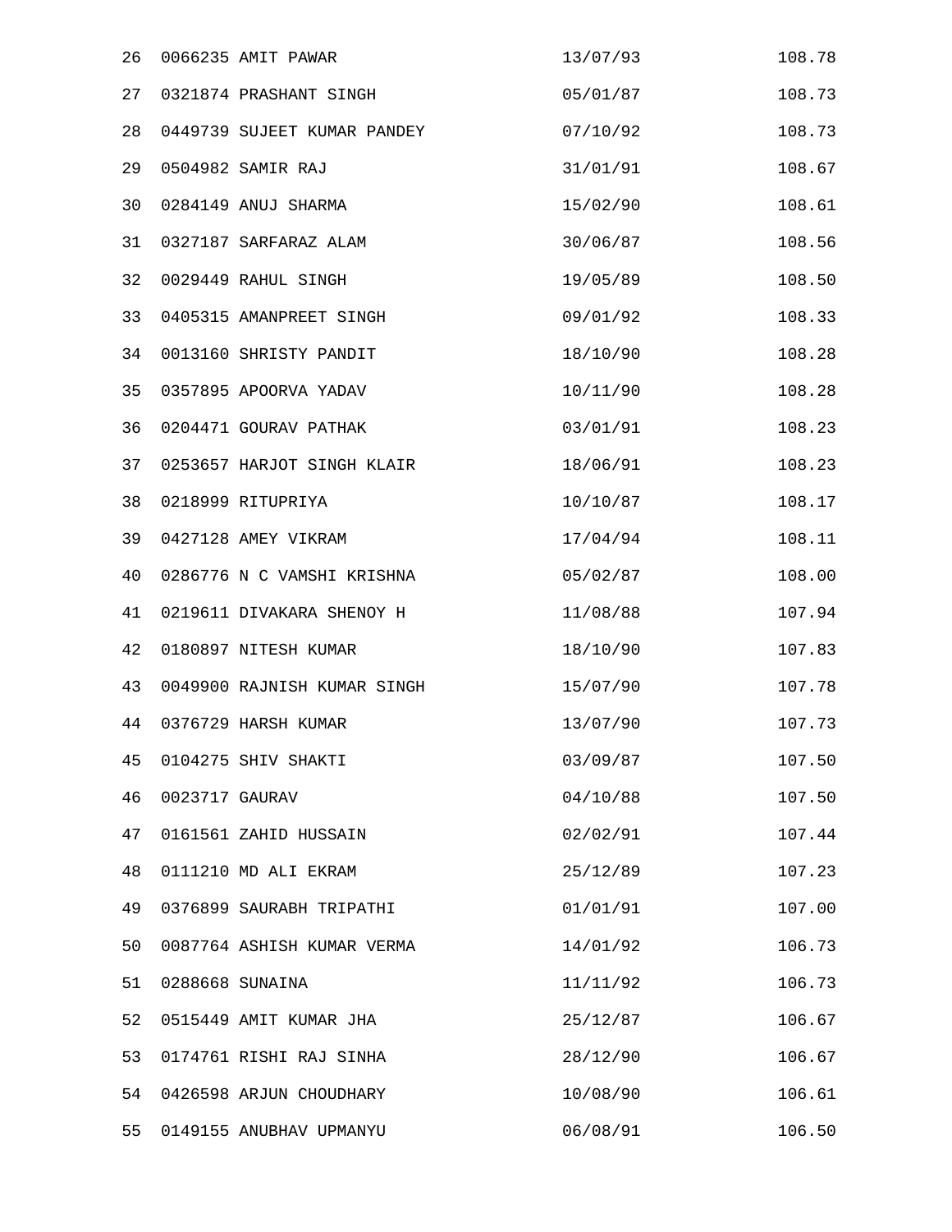| | | | |
|---|---|---|---|
| 26 | 0066235 AMIT PAWAR | 13/07/93 | 108.78 |
| 27 | 0321874 PRASHANT SINGH | 05/01/87 | 108.73 |
| 28 | 0449739 SUJEET KUMAR PANDEY | 07/10/92 | 108.73 |
| 29 | 0504982 SAMIR RAJ | 31/01/91 | 108.67 |
| 30 | 0284149 ANUJ SHARMA | 15/02/90 | 108.61 |
| 31 | 0327187 SARFARAZ ALAM | 30/06/87 | 108.56 |
| 32 | 0029449 RAHUL SINGH | 19/05/89 | 108.50 |
| 33 | 0405315 AMANPREET SINGH | 09/01/92 | 108.33 |
| 34 | 0013160 SHRISTY PANDIT | 18/10/90 | 108.28 |
| 35 | 0357895 APOORVA YADAV | 10/11/90 | 108.28 |
| 36 | 0204471 GOURAV PATHAK | 03/01/91 | 108.23 |
| 37 | 0253657 HARJOT SINGH KLAIR | 18/06/91 | 108.23 |
| 38 | 0218999 RITUPRIYA | 10/10/87 | 108.17 |
| 39 | 0427128 AMEY VIKRAM | 17/04/94 | 108.11 |
| 40 | 0286776 N C VAMSHI KRISHNA | 05/02/87 | 108.00 |
| 41 | 0219611 DIVAKARA SHENOY H | 11/08/88 | 107.94 |
| 42 | 0180897 NITESH KUMAR | 18/10/90 | 107.83 |
| 43 | 0049900 RAJNISH KUMAR SINGH | 15/07/90 | 107.78 |
| 44 | 0376729 HARSH KUMAR | 13/07/90 | 107.73 |
| 45 | 0104275 SHIV SHAKTI | 03/09/87 | 107.50 |
| 46 | 0023717 GAURAV | 04/10/88 | 107.50 |
| 47 | 0161561 ZAHID HUSSAIN | 02/02/91 | 107.44 |
| 48 | 0111210 MD ALI EKRAM | 25/12/89 | 107.23 |
| 49 | 0376899 SAURABH TRIPATHI | 01/01/91 | 107.00 |
| 50 | 0087764 ASHISH KUMAR VERMA | 14/01/92 | 106.73 |
| 51 | 0288668 SUNAINA | 11/11/92 | 106.73 |
| 52 | 0515449 AMIT KUMAR JHA | 25/12/87 | 106.67 |
| 53 | 0174761 RISHI RAJ SINHA | 28/12/90 | 106.67 |
| 54 | 0426598 ARJUN CHOUDHARY | 10/08/90 | 106.61 |
| 55 | 0149155 ANUBHAV UPMANYU | 06/08/91 | 106.50 |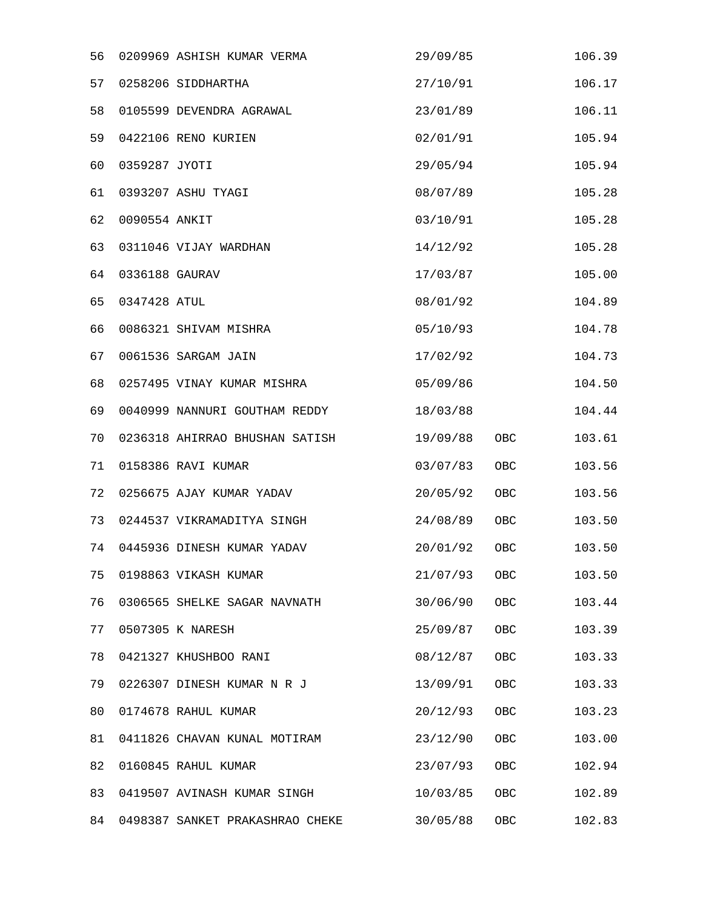| | | | | |
|---|---|---|---|---|
| 56 | 0209969 ASHISH KUMAR VERMA | 29/09/85 | | 106.39 |
| 57 | 0258206 SIDDHARTHA | 27/10/91 | | 106.17 |
| 58 | 0105599 DEVENDRA AGRAWAL | 23/01/89 | | 106.11 |
| 59 | 0422106 RENO KURIEN | 02/01/91 | | 105.94 |
| 60 | 0359287 JYOTI | 29/05/94 | | 105.94 |
| 61 | 0393207 ASHU TYAGI | 08/07/89 | | 105.28 |
| 62 | 0090554 ANKIT | 03/10/91 | | 105.28 |
| 63 | 0311046 VIJAY WARDHAN | 14/12/92 | | 105.28 |
| 64 | 0336188 GAURAV | 17/03/87 | | 105.00 |
| 65 | 0347428 ATUL | 08/01/92 | | 104.89 |
| 66 | 0086321 SHIVAM MISHRA | 05/10/93 | | 104.78 |
| 67 | 0061536 SARGAM JAIN | 17/02/92 | | 104.73 |
| 68 | 0257495 VINAY KUMAR MISHRA | 05/09/86 | | 104.50 |
| 69 | 0040999 NANNURI GOUTHAM REDDY | 18/03/88 | | 104.44 |
| 70 | 0236318 AHIRRAO BHUSHAN SATISH | 19/09/88 | OBC | 103.61 |
| 71 | 0158386 RAVI KUMAR | 03/07/83 | OBC | 103.56 |
| 72 | 0256675 AJAY KUMAR YADAV | 20/05/92 | OBC | 103.56 |
| 73 | 0244537 VIKRAMADITYA SINGH | 24/08/89 | OBC | 103.50 |
| 74 | 0445936 DINESH KUMAR YADAV | 20/01/92 | OBC | 103.50 |
| 75 | 0198863 VIKASH KUMAR | 21/07/93 | OBC | 103.50 |
| 76 | 0306565 SHELKE SAGAR NAVNATH | 30/06/90 | OBC | 103.44 |
| 77 | 0507305 K NARESH | 25/09/87 | OBC | 103.39 |
| 78 | 0421327 KHUSHBOO RANI | 08/12/87 | OBC | 103.33 |
| 79 | 0226307 DINESH KUMAR N R J | 13/09/91 | OBC | 103.33 |
| 80 | 0174678 RAHUL KUMAR | 20/12/93 | OBC | 103.23 |
| 81 | 0411826 CHAVAN KUNAL MOTIRAM | 23/12/90 | OBC | 103.00 |
| 82 | 0160845 RAHUL KUMAR | 23/07/93 | OBC | 102.94 |
| 83 | 0419507 AVINASH KUMAR SINGH | 10/03/85 | OBC | 102.89 |
| 84 | 0498387 SANKET PRAKASHRAO CHEKE | 30/05/88 | OBC | 102.83 |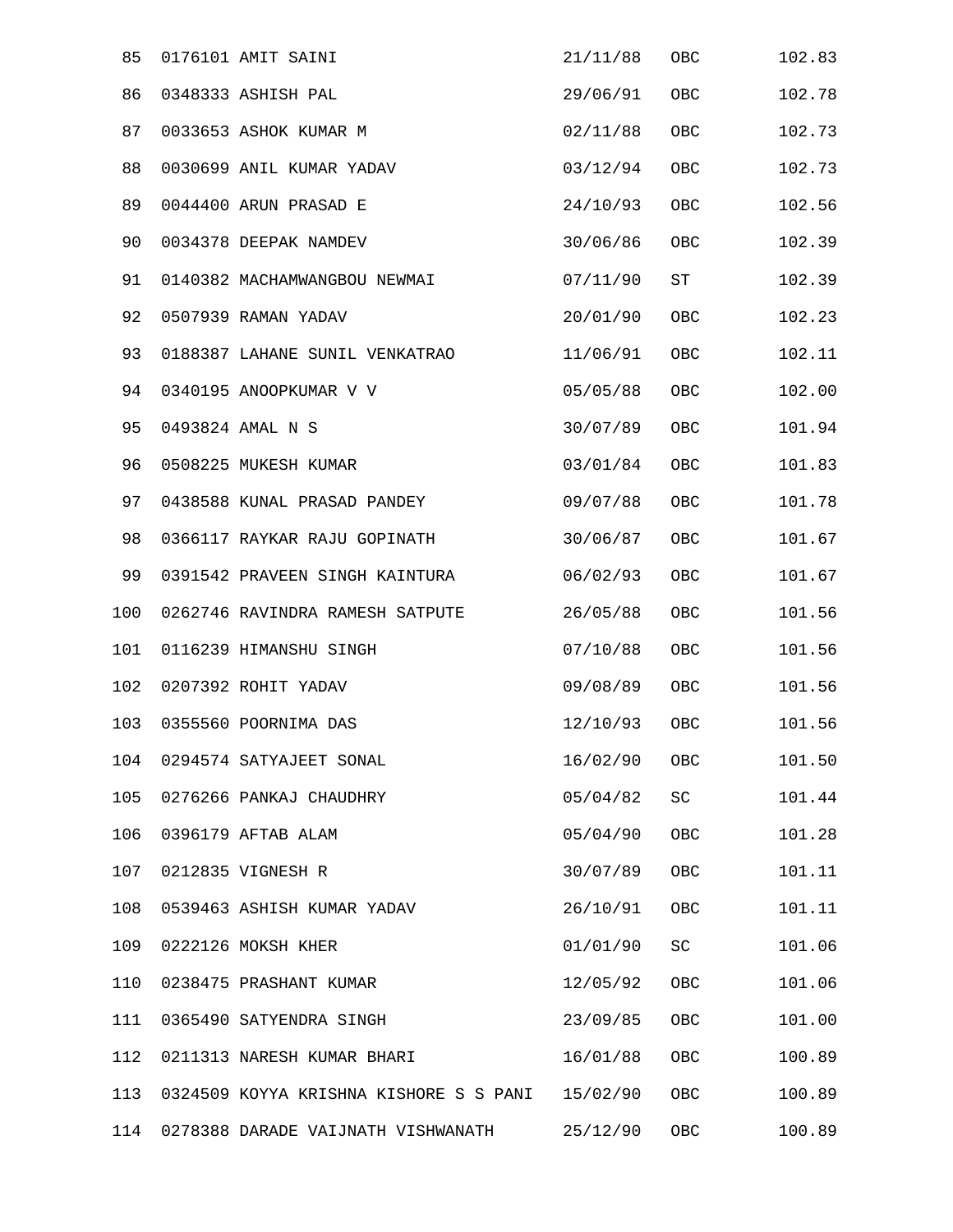| | | | | | |
|---|---|---|---|---|---|
| 85 | 0176101 | AMIT SAINI | 21/11/88 | OBC | 102.83 |
| 86 | 0348333 | ASHISH PAL | 29/06/91 | OBC | 102.78 |
| 87 | 0033653 | ASHOK KUMAR M | 02/11/88 | OBC | 102.73 |
| 88 | 0030699 | ANIL KUMAR YADAV | 03/12/94 | OBC | 102.73 |
| 89 | 0044400 | ARUN PRASAD E | 24/10/93 | OBC | 102.56 |
| 90 | 0034378 | DEEPAK NAMDEV | 30/06/86 | OBC | 102.39 |
| 91 | 0140382 | MACHAMWANGBOU NEWMAI | 07/11/90 | ST | 102.39 |
| 92 | 0507939 | RAMAN YADAV | 20/01/90 | OBC | 102.23 |
| 93 | 0188387 | LAHANE SUNIL VENKATRAO | 11/06/91 | OBC | 102.11 |
| 94 | 0340195 | ANOOPKUMAR V V | 05/05/88 | OBC | 102.00 |
| 95 | 0493824 | AMAL N S | 30/07/89 | OBC | 101.94 |
| 96 | 0508225 | MUKESH KUMAR | 03/01/84 | OBC | 101.83 |
| 97 | 0438588 | KUNAL PRASAD PANDEY | 09/07/88 | OBC | 101.78 |
| 98 | 0366117 | RAYKAR RAJU GOPINATH | 30/06/87 | OBC | 101.67 |
| 99 | 0391542 | PRAVEEN SINGH KAINTURA | 06/02/93 | OBC | 101.67 |
| 100 | 0262746 | RAVINDRA RAMESH SATPUTE | 26/05/88 | OBC | 101.56 |
| 101 | 0116239 | HIMANSHU SINGH | 07/10/88 | OBC | 101.56 |
| 102 | 0207392 | ROHIT YADAV | 09/08/89 | OBC | 101.56 |
| 103 | 0355560 | POORNIMA DAS | 12/10/93 | OBC | 101.56 |
| 104 | 0294574 | SATYAJEET SONAL | 16/02/90 | OBC | 101.50 |
| 105 | 0276266 | PANKAJ CHAUDHRY | 05/04/82 | SC | 101.44 |
| 106 | 0396179 | AFTAB ALAM | 05/04/90 | OBC | 101.28 |
| 107 | 0212835 | VIGNESH R | 30/07/89 | OBC | 101.11 |
| 108 | 0539463 | ASHISH KUMAR YADAV | 26/10/91 | OBC | 101.11 |
| 109 | 0222126 | MOKSH KHER | 01/01/90 | SC | 101.06 |
| 110 | 0238475 | PRASHANT KUMAR | 12/05/92 | OBC | 101.06 |
| 111 | 0365490 | SATYENDRA SINGH | 23/09/85 | OBC | 101.00 |
| 112 | 0211313 | NARESH KUMAR BHARI | 16/01/88 | OBC | 100.89 |
| 113 | 0324509 | KOYYA KRISHNA KISHORE S S PANI | 15/02/90 | OBC | 100.89 |
| 114 | 0278388 | DARADE VAIJNATH VISHWANATH | 25/12/90 | OBC | 100.89 |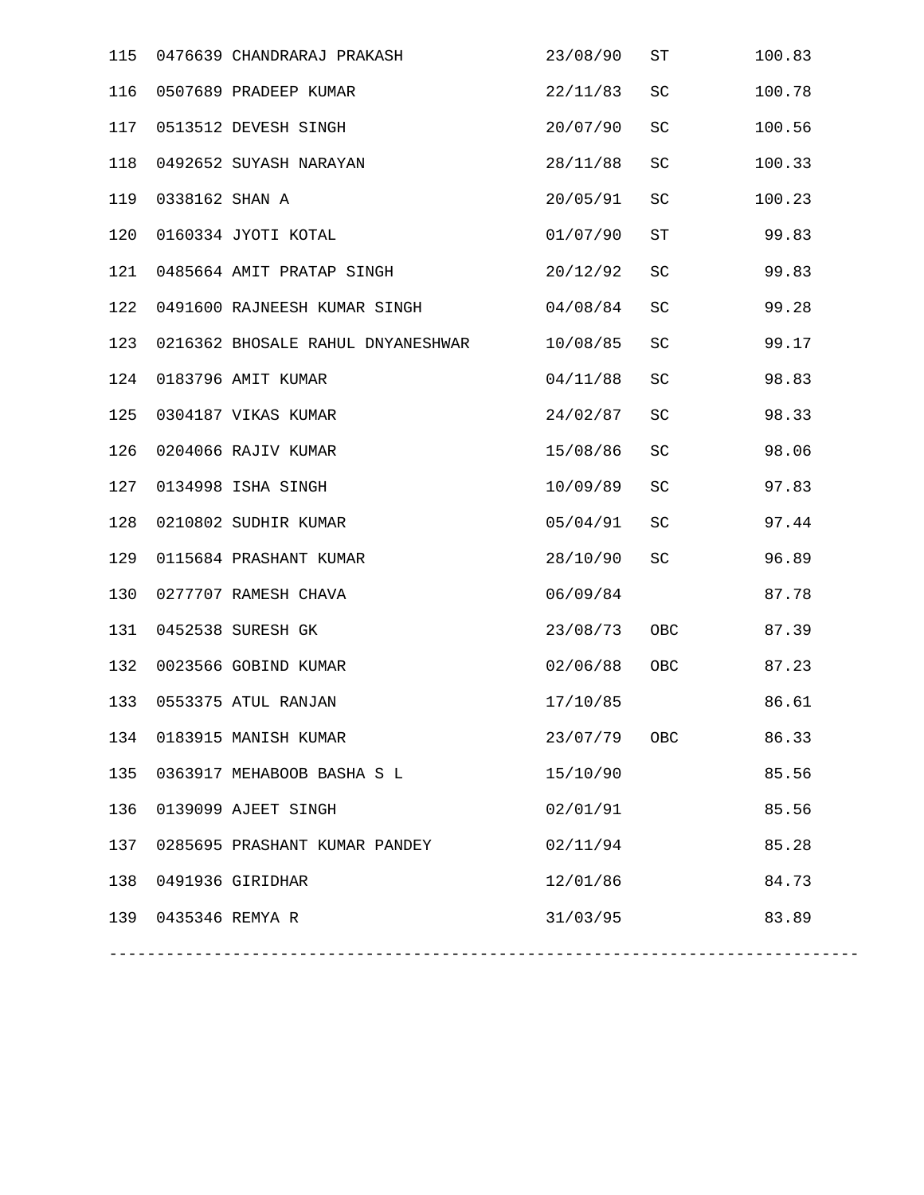| | | | | | |
|---|---|---|---|---|---|
| 115 | 0476639 | CHANDRARAJ PRAKASH | 23/08/90 | ST | 100.83 |
| 116 | 0507689 | PRADEEP KUMAR | 22/11/83 | SC | 100.78 |
| 117 | 0513512 | DEVESH SINGH | 20/07/90 | SC | 100.56 |
| 118 | 0492652 | SUYASH NARAYAN | 28/11/88 | SC | 100.33 |
| 119 | 0338162 | SHAN A | 20/05/91 | SC | 100.23 |
| 120 | 0160334 | JYOTI KOTAL | 01/07/90 | ST | 99.83 |
| 121 | 0485664 | AMIT PRATAP SINGH | 20/12/92 | SC | 99.83 |
| 122 | 0491600 | RAJNEESH KUMAR SINGH | 04/08/84 | SC | 99.28 |
| 123 | 0216362 | BHOSALE RAHUL DNYANESHWAR | 10/08/85 | SC | 99.17 |
| 124 | 0183796 | AMIT KUMAR | 04/11/88 | SC | 98.83 |
| 125 | 0304187 | VIKAS KUMAR | 24/02/87 | SC | 98.33 |
| 126 | 0204066 | RAJIV KUMAR | 15/08/86 | SC | 98.06 |
| 127 | 0134998 | ISHA SINGH | 10/09/89 | SC | 97.83 |
| 128 | 0210802 | SUDHIR KUMAR | 05/04/91 | SC | 97.44 |
| 129 | 0115684 | PRASHANT KUMAR | 28/10/90 | SC | 96.89 |
| 130 | 0277707 | RAMESH CHAVA | 06/09/84 | | 87.78 |
| 131 | 0452538 | SURESH GK | 23/08/73 | OBC | 87.39 |
| 132 | 0023566 | GOBIND KUMAR | 02/06/88 | OBC | 87.23 |
| 133 | 0553375 | ATUL RANJAN | 17/10/85 | | 86.61 |
| 134 | 0183915 | MANISH KUMAR | 23/07/79 | OBC | 86.33 |
| 135 | 0363917 | MEHABOOB BASHA S L | 15/10/90 | | 85.56 |
| 136 | 0139099 | AJEET SINGH | 02/01/91 | | 85.56 |
| 137 | 0285695 | PRASHANT KUMAR PANDEY | 02/11/94 | | 85.28 |
| 138 | 0491936 | GIRIDHAR | 12/01/86 | | 84.73 |
| 139 | 0435346 | REMYA R | 31/03/95 | | 83.89 |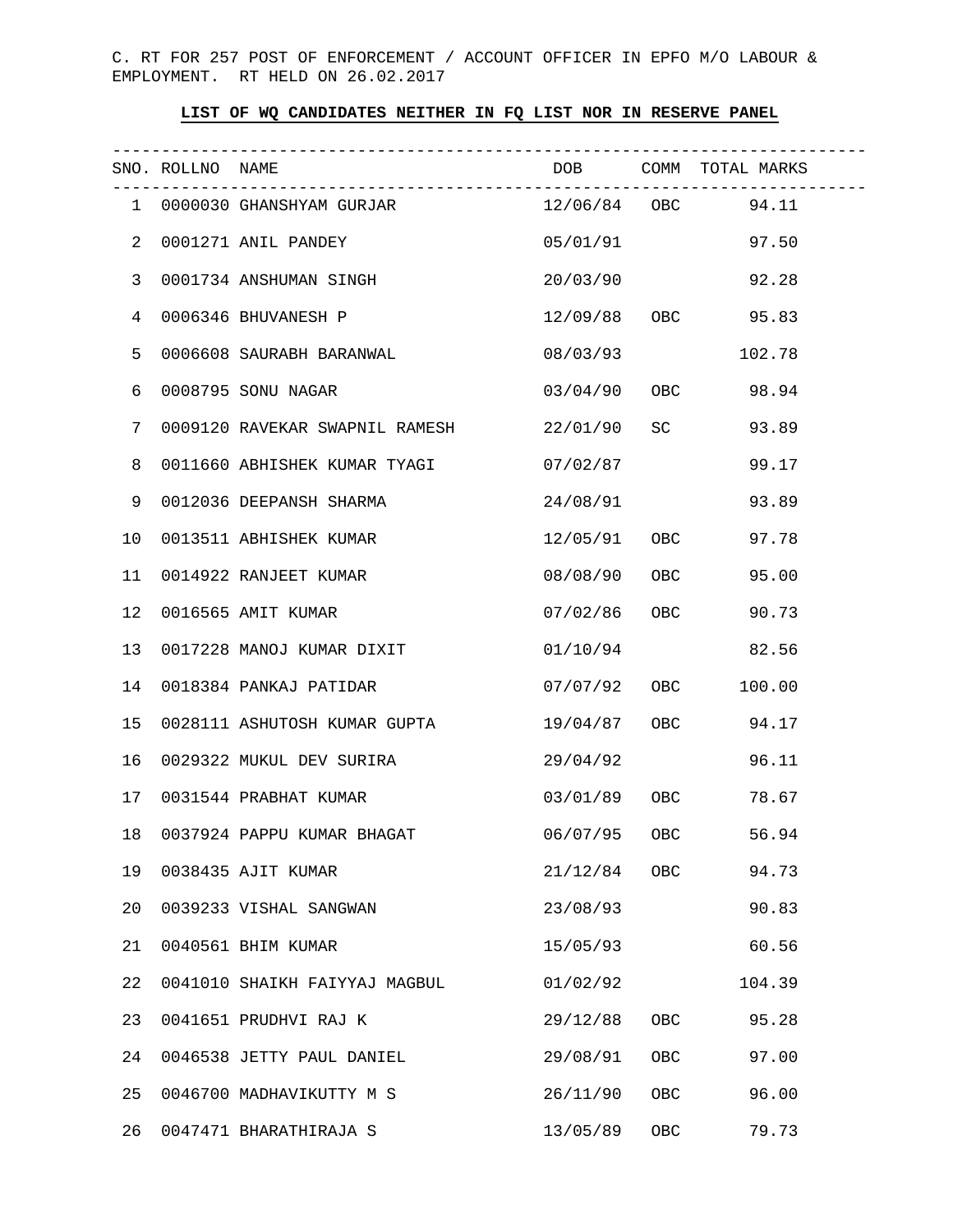C. RT FOR 257 POST OF ENFORCEMENT / ACCOUNT OFFICER IN EPFO M/O LABOUR & EMPLOYMENT. RT HELD ON 26.02.2017

**LIST OF WQ CANDIDATES NEITHER IN FQ LIST NOR IN RESERVE PANEL**

| SNO. | ROLLNO | NAME | DOB | COMM | TOTAL MARKS |
|---|---|---|---|---|---|
| 1 | 0000030 | GHANSHYAM GURJAR | 12/06/84 | OBC | 94.11 |
| 2 | 0001271 | ANIL PANDEY | 05/01/91 | | 97.50 |
| 3 | 0001734 | ANSHUMAN SINGH | 20/03/90 | | 92.28 |
| 4 | 0006346 | BHUVANESH P | 12/09/88 | OBC | 95.83 |
| 5 | 0006608 | SAURABH BARANWAL | 08/03/93 | | 102.78 |
| 6 | 0008795 | SONU NAGAR | 03/04/90 | OBC | 98.94 |
| 7 | 0009120 | RAVEKAR SWAPNIL RAMESH | 22/01/90 | SC | 93.89 |
| 8 | 0011660 | ABHISHEK KUMAR TYAGI | 07/02/87 | | 99.17 |
| 9 | 0012036 | DEEPANSH SHARMA | 24/08/91 | | 93.89 |
| 10 | 0013511 | ABHISHEK KUMAR | 12/05/91 | OBC | 97.78 |
| 11 | 0014922 | RANJEET KUMAR | 08/08/90 | OBC | 95.00 |
| 12 | 0016565 | AMIT KUMAR | 07/02/86 | OBC | 90.73 |
| 13 | 0017228 | MANOJ KUMAR DIXIT | 01/10/94 | | 82.56 |
| 14 | 0018384 | PANKAJ PATIDAR | 07/07/92 | OBC | 100.00 |
| 15 | 0028111 | ASHUTOSH KUMAR GUPTA | 19/04/87 | OBC | 94.17 |
| 16 | 0029322 | MUKUL DEV SURIRA | 29/04/92 | | 96.11 |
| 17 | 0031544 | PRABHAT KUMAR | 03/01/89 | OBC | 78.67 |
| 18 | 0037924 | PAPPU KUMAR BHAGAT | 06/07/95 | OBC | 56.94 |
| 19 | 0038435 | AJIT KUMAR | 21/12/84 | OBC | 94.73 |
| 20 | 0039233 | VISHAL SANGWAN | 23/08/93 | | 90.83 |
| 21 | 0040561 | BHIM KUMAR | 15/05/93 | | 60.56 |
| 22 | 0041010 | SHAIKH FAIYYAJ MAGBUL | 01/02/92 | | 104.39 |
| 23 | 0041651 | PRUDHVI RAJ K | 29/12/88 | OBC | 95.28 |
| 24 | 0046538 | JETTY PAUL DANIEL | 29/08/91 | OBC | 97.00 |
| 25 | 0046700 | MADHAVIKUTTY M S | 26/11/90 | OBC | 96.00 |
| 26 | 0047471 | BHARATHIRAJA S | 13/05/89 | OBC | 79.73 |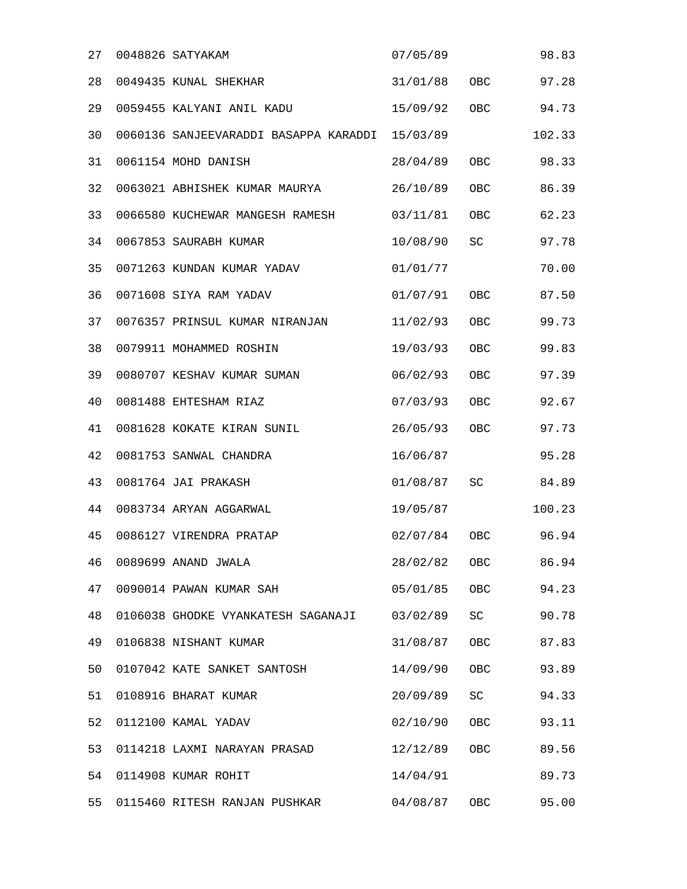| | | | | |
|---|---|---|---|---|
| 27 | 0048826 SATYAKAM | 07/05/89 | | 98.83 |
| 28 | 0049435 KUNAL SHEKHAR | 31/01/88 | OBC | 97.28 |
| 29 | 0059455 KALYANI ANIL KADU | 15/09/92 | OBC | 94.73 |
| 30 | 0060136 SANJEEVARADDI BASAPPA KARADDI | 15/03/89 | | 102.33 |
| 31 | 0061154 MOHD DANISH | 28/04/89 | OBC | 98.33 |
| 32 | 0063021 ABHISHEK KUMAR MAURYA | 26/10/89 | OBC | 86.39 |
| 33 | 0066580 KUCHEWAR MANGESH RAMESH | 03/11/81 | OBC | 62.23 |
| 34 | 0067853 SAURABH KUMAR | 10/08/90 | SC | 97.78 |
| 35 | 0071263 KUNDAN KUMAR YADAV | 01/01/77 | | 70.00 |
| 36 | 0071608 SIYA RAM YADAV | 01/07/91 | OBC | 87.50 |
| 37 | 0076357 PRINSUL KUMAR NIRANJAN | 11/02/93 | OBC | 99.73 |
| 38 | 0079911 MOHAMMED ROSHIN | 19/03/93 | OBC | 99.83 |
| 39 | 0080707 KESHAV KUMAR SUMAN | 06/02/93 | OBC | 97.39 |
| 40 | 0081488 EHTESHAM RIAZ | 07/03/93 | OBC | 92.67 |
| 41 | 0081628 KOKATE KIRAN SUNIL | 26/05/93 | OBC | 97.73 |
| 42 | 0081753 SANWAL CHANDRA | 16/06/87 | | 95.28 |
| 43 | 0081764 JAI PRAKASH | 01/08/87 | SC | 84.89 |
| 44 | 0083734 ARYAN AGGARWAL | 19/05/87 | | 100.23 |
| 45 | 0086127 VIRENDRA PRATAP | 02/07/84 | OBC | 96.94 |
| 46 | 0089699 ANAND JWALA | 28/02/82 | OBC | 86.94 |
| 47 | 0090014 PAWAN KUMAR SAH | 05/01/85 | OBC | 94.23 |
| 48 | 0106038 GHODKE VYANKATESH SAGANAJI | 03/02/89 | SC | 90.78 |
| 49 | 0106838 NISHANT KUMAR | 31/08/87 | OBC | 87.83 |
| 50 | 0107042 KATE SANKET SANTOSH | 14/09/90 | OBC | 93.89 |
| 51 | 0108916 BHARAT KUMAR | 20/09/89 | SC | 94.33 |
| 52 | 0112100 KAMAL YADAV | 02/10/90 | OBC | 93.11 |
| 53 | 0114218 LAXMI NARAYAN PRASAD | 12/12/89 | OBC | 89.56 |
| 54 | 0114908 KUMAR ROHIT | 14/04/91 | | 89.73 |
| 55 | 0115460 RITESH RANJAN PUSHKAR | 04/08/87 | OBC | 95.00 |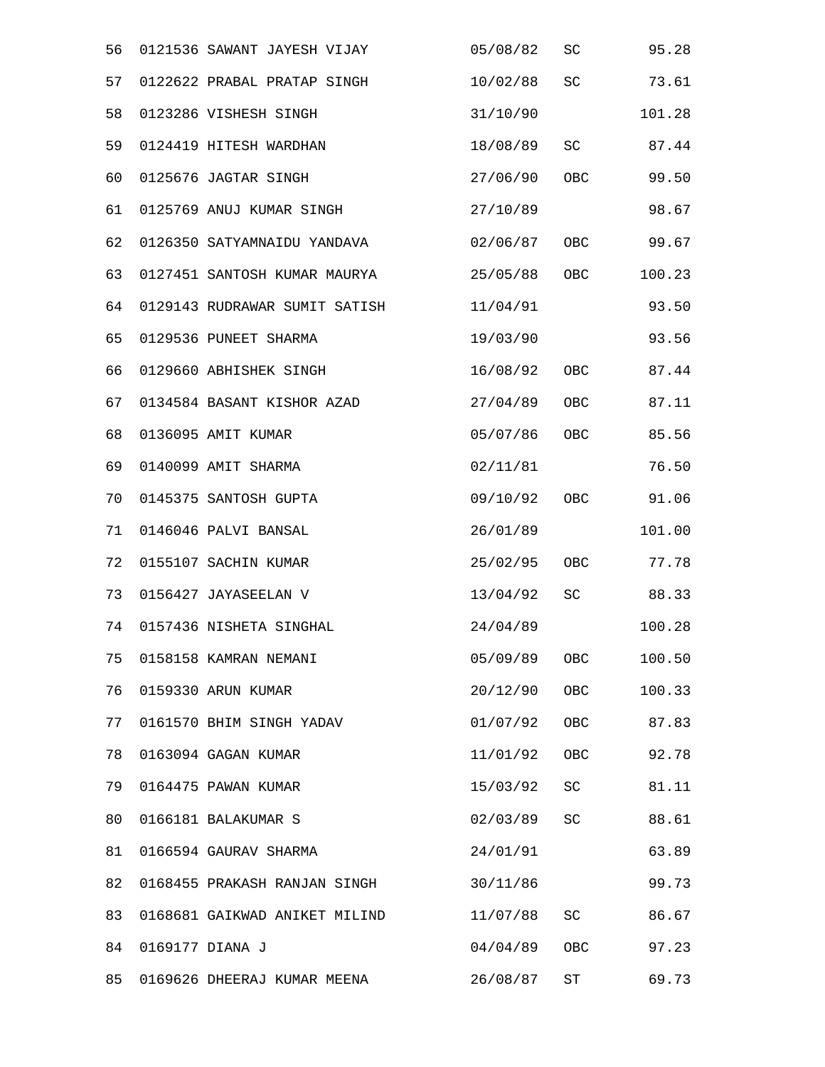| | | | | |
|---|---|---|---|---|
| 56 | 0121536 SAWANT JAYESH VIJAY | 05/08/82 | SC | 95.28 |
| 57 | 0122622 PRABAL PRATAP SINGH | 10/02/88 | SC | 73.61 |
| 58 | 0123286 VISHESH SINGH | 31/10/90 | | 101.28 |
| 59 | 0124419 HITESH WARDHAN | 18/08/89 | SC | 87.44 |
| 60 | 0125676 JAGTAR SINGH | 27/06/90 | OBC | 99.50 |
| 61 | 0125769 ANUJ KUMAR SINGH | 27/10/89 | | 98.67 |
| 62 | 0126350 SATYAMNAIDU YANDAVA | 02/06/87 | OBC | 99.67 |
| 63 | 0127451 SANTOSH KUMAR MAURYA | 25/05/88 | OBC | 100.23 |
| 64 | 0129143 RUDRAWAR SUMIT SATISH | 11/04/91 | | 93.50 |
| 65 | 0129536 PUNEET SHARMA | 19/03/90 | | 93.56 |
| 66 | 0129660 ABHISHEK SINGH | 16/08/92 | OBC | 87.44 |
| 67 | 0134584 BASANT KISHOR AZAD | 27/04/89 | OBC | 87.11 |
| 68 | 0136095 AMIT KUMAR | 05/07/86 | OBC | 85.56 |
| 69 | 0140099 AMIT SHARMA | 02/11/81 | | 76.50 |
| 70 | 0145375 SANTOSH GUPTA | 09/10/92 | OBC | 91.06 |
| 71 | 0146046 PALVI BANSAL | 26/01/89 | | 101.00 |
| 72 | 0155107 SACHIN KUMAR | 25/02/95 | OBC | 77.78 |
| 73 | 0156427 JAYASEELAN V | 13/04/92 | SC | 88.33 |
| 74 | 0157436 NISHETA SINGHAL | 24/04/89 | | 100.28 |
| 75 | 0158158 KAMRAN NEMANI | 05/09/89 | OBC | 100.50 |
| 76 | 0159330 ARUN KUMAR | 20/12/90 | OBC | 100.33 |
| 77 | 0161570 BHIM SINGH YADAV | 01/07/92 | OBC | 87.83 |
| 78 | 0163094 GAGAN KUMAR | 11/01/92 | OBC | 92.78 |
| 79 | 0164475 PAWAN KUMAR | 15/03/92 | SC | 81.11 |
| 80 | 0166181 BALAKUMAR S | 02/03/89 | SC | 88.61 |
| 81 | 0166594 GAURAV SHARMA | 24/01/91 | | 63.89 |
| 82 | 0168455 PRAKASH RANJAN SINGH | 30/11/86 | | 99.73 |
| 83 | 0168681 GAIKWAD ANIKET MILIND | 11/07/88 | SC | 86.67 |
| 84 | 0169177 DIANA J | 04/04/89 | OBC | 97.23 |
| 85 | 0169626 DHEERAJ KUMAR MEENA | 26/08/87 | ST | 69.73 |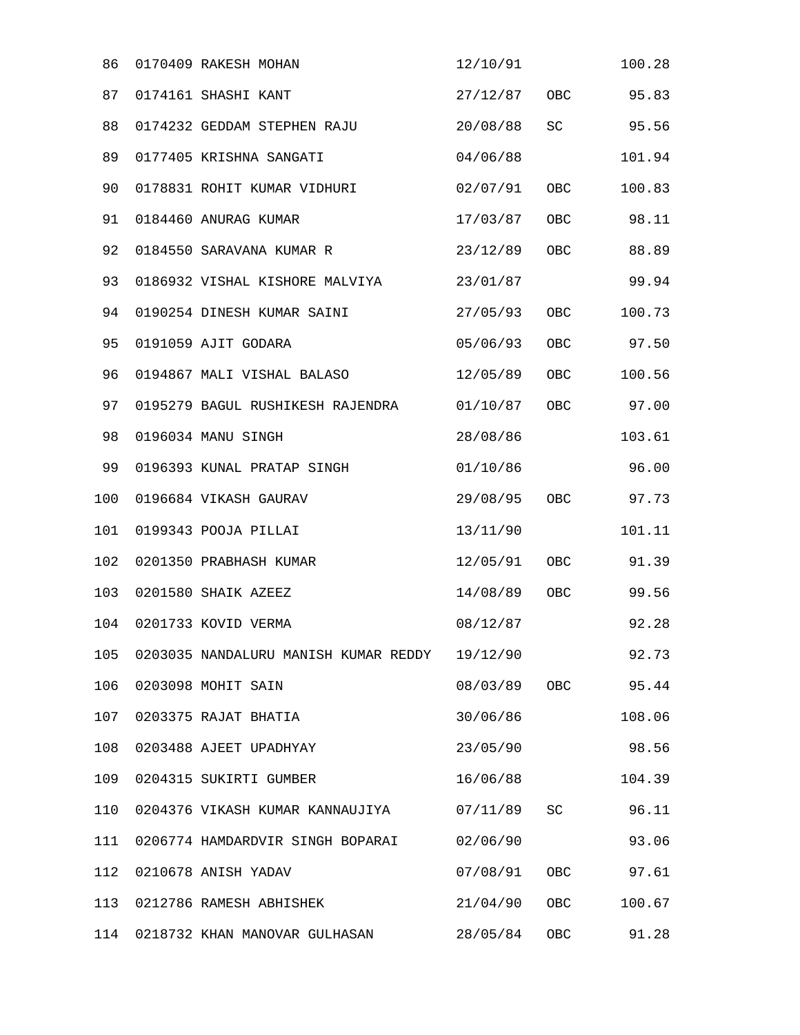| | | | | |
|---|---|---|---|---|
| 86 | 0170409 RAKESH MOHAN | 12/10/91 | | 100.28 |
| 87 | 0174161 SHASHI KANT | 27/12/87 | OBC | 95.83 |
| 88 | 0174232 GEDDAM STEPHEN RAJU | 20/08/88 | SC | 95.56 |
| 89 | 0177405 KRISHNA SANGATI | 04/06/88 | | 101.94 |
| 90 | 0178831 ROHIT KUMAR VIDHURI | 02/07/91 | OBC | 100.83 |
| 91 | 0184460 ANURAG KUMAR | 17/03/87 | OBC | 98.11 |
| 92 | 0184550 SARAVANA KUMAR R | 23/12/89 | OBC | 88.89 |
| 93 | 0186932 VISHAL KISHORE MALVIYA | 23/01/87 | | 99.94 |
| 94 | 0190254 DINESH KUMAR SAINI | 27/05/93 | OBC | 100.73 |
| 95 | 0191059 AJIT GODARA | 05/06/93 | OBC | 97.50 |
| 96 | 0194867 MALI VISHAL BALASO | 12/05/89 | OBC | 100.56 |
| 97 | 0195279 BAGUL RUSHIKESH RAJENDRA | 01/10/87 | OBC | 97.00 |
| 98 | 0196034 MANU SINGH | 28/08/86 | | 103.61 |
| 99 | 0196393 KUNAL PRATAP SINGH | 01/10/86 | | 96.00 |
| 100 | 0196684 VIKASH GAURAV | 29/08/95 | OBC | 97.73 |
| 101 | 0199343 POOJA PILLAI | 13/11/90 | | 101.11 |
| 102 | 0201350 PRABHASH KUMAR | 12/05/91 | OBC | 91.39 |
| 103 | 0201580 SHAIK AZEEZ | 14/08/89 | OBC | 99.56 |
| 104 | 0201733 KOVID VERMA | 08/12/87 | | 92.28 |
| 105 | 0203035 NANDALURU MANISH KUMAR REDDY | 19/12/90 | | 92.73 |
| 106 | 0203098 MOHIT SAIN | 08/03/89 | OBC | 95.44 |
| 107 | 0203375 RAJAT BHATIA | 30/06/86 | | 108.06 |
| 108 | 0203488 AJEET UPADHYAY | 23/05/90 | | 98.56 |
| 109 | 0204315 SUKIRTI GUMBER | 16/06/88 | | 104.39 |
| 110 | 0204376 VIKASH KUMAR KANNAUJIYA | 07/11/89 | SC | 96.11 |
| 111 | 0206774 HAMDARDVIR SINGH BOPARAI | 02/06/90 | | 93.06 |
| 112 | 0210678 ANISH YADAV | 07/08/91 | OBC | 97.61 |
| 113 | 0212786 RAMESH ABHISHEK | 21/04/90 | OBC | 100.67 |
| 114 | 0218732 KHAN MANOVAR GULHASAN | 28/05/84 | OBC | 91.28 |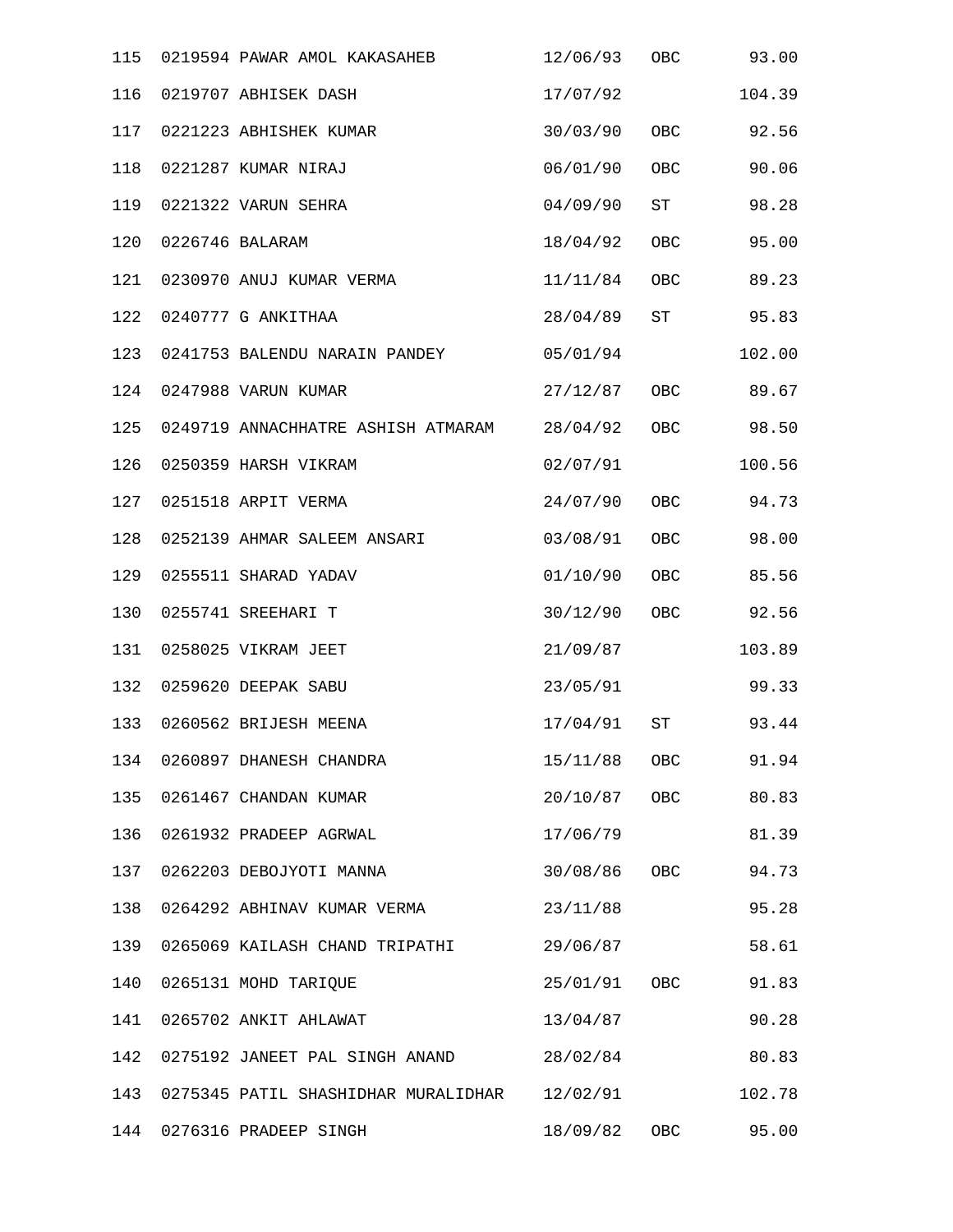| | | | | | |
|---|---|---|---|---|---|
| 115 | 0219594 | PAWAR AMOL KAKASAHEB | 12/06/93 | OBC | 93.00 |
| 116 | 0219707 | ABHISEK DASH | 17/07/92 | | 104.39 |
| 117 | 0221223 | ABHISHEK KUMAR | 30/03/90 | OBC | 92.56 |
| 118 | 0221287 | KUMAR NIRAJ | 06/01/90 | OBC | 90.06 |
| 119 | 0221322 | VARUN SEHRA | 04/09/90 | ST | 98.28 |
| 120 | 0226746 | BALARAM | 18/04/92 | OBC | 95.00 |
| 121 | 0230970 | ANUJ KUMAR VERMA | 11/11/84 | OBC | 89.23 |
| 122 | 0240777 | G ANKITHAA | 28/04/89 | ST | 95.83 |
| 123 | 0241753 | BALENDU NARAIN PANDEY | 05/01/94 | | 102.00 |
| 124 | 0247988 | VARUN KUMAR | 27/12/87 | OBC | 89.67 |
| 125 | 0249719 | ANNACHHATRE ASHISH ATMARAM | 28/04/92 | OBC | 98.50 |
| 126 | 0250359 | HARSH VIKRAM | 02/07/91 | | 100.56 |
| 127 | 0251518 | ARPIT VERMA | 24/07/90 | OBC | 94.73 |
| 128 | 0252139 | AHMAR SALEEM ANSARI | 03/08/91 | OBC | 98.00 |
| 129 | 0255511 | SHARAD YADAV | 01/10/90 | OBC | 85.56 |
| 130 | 0255741 | SREEHARI T | 30/12/90 | OBC | 92.56 |
| 131 | 0258025 | VIKRAM JEET | 21/09/87 | | 103.89 |
| 132 | 0259620 | DEEPAK SABU | 23/05/91 | | 99.33 |
| 133 | 0260562 | BRIJESH MEENA | 17/04/91 | ST | 93.44 |
| 134 | 0260897 | DHANESH CHANDRA | 15/11/88 | OBC | 91.94 |
| 135 | 0261467 | CHANDAN KUMAR | 20/10/87 | OBC | 80.83 |
| 136 | 0261932 | PRADEEP AGRWAL | 17/06/79 | | 81.39 |
| 137 | 0262203 | DEBOJYOTI MANNA | 30/08/86 | OBC | 94.73 |
| 138 | 0264292 | ABHINAV KUMAR VERMA | 23/11/88 | | 95.28 |
| 139 | 0265069 | KAILASH CHAND TRIPATHI | 29/06/87 | | 58.61 |
| 140 | 0265131 | MOHD TARIQUE | 25/01/91 | OBC | 91.83 |
| 141 | 0265702 | ANKIT AHLAWAT | 13/04/87 | | 90.28 |
| 142 | 0275192 | JANEET PAL SINGH ANAND | 28/02/84 | | 80.83 |
| 143 | 0275345 | PATIL SHASHIDHAR MURALIDHAR | 12/02/91 | | 102.78 |
| 144 | 0276316 | PRADEEP SINGH | 18/09/82 | OBC | 95.00 |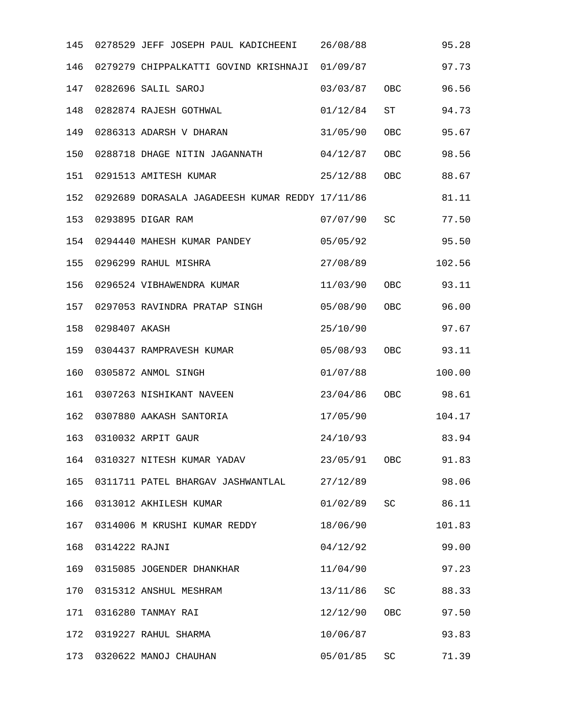| | | | | | |
|---|---|---|---|---|---|
| 145 | 0278529 | JEFF JOSEPH PAUL KADICHEENI | 26/08/88 | | 95.28 |
| 146 | 0279279 | CHIPPALKATTI GOVIND KRISHNAJI | 01/09/87 | | 97.73 |
| 147 | 0282696 | SALIL SAROJ | 03/03/87 | OBC | 96.56 |
| 148 | 0282874 | RAJESH GOTHWAL | 01/12/84 | ST | 94.73 |
| 149 | 0286313 | ADARSH V DHARAN | 31/05/90 | OBC | 95.67 |
| 150 | 0288718 | DHAGE NITIN JAGANNATH | 04/12/87 | OBC | 98.56 |
| 151 | 0291513 | AMITESH KUMAR | 25/12/88 | OBC | 88.67 |
| 152 | 0292689 | DORASALA JAGADEESH KUMAR REDDY | 17/11/86 | | 81.11 |
| 153 | 0293895 | DIGAR RAM | 07/07/90 | SC | 77.50 |
| 154 | 0294440 | MAHESH KUMAR PANDEY | 05/05/92 | | 95.50 |
| 155 | 0296299 | RAHUL MISHRA | 27/08/89 | | 102.56 |
| 156 | 0296524 | VIBHAWENDRA KUMAR | 11/03/90 | OBC | 93.11 |
| 157 | 0297053 | RAVINDRA PRATAP SINGH | 05/08/90 | OBC | 96.00 |
| 158 | 0298407 | AKASH | 25/10/90 | | 97.67 |
| 159 | 0304437 | RAMPRAVESH KUMAR | 05/08/93 | OBC | 93.11 |
| 160 | 0305872 | ANMOL SINGH | 01/07/88 | | 100.00 |
| 161 | 0307263 | NISHIKANT NAVEEN | 23/04/86 | OBC | 98.61 |
| 162 | 0307880 | AAKASH SANTORIA | 17/05/90 | | 104.17 |
| 163 | 0310032 | ARPIT GAUR | 24/10/93 | | 83.94 |
| 164 | 0310327 | NITESH KUMAR YADAV | 23/05/91 | OBC | 91.83 |
| 165 | 0311711 | PATEL BHARGAV JASHWANTLAL | 27/12/89 | | 98.06 |
| 166 | 0313012 | AKHILESH KUMAR | 01/02/89 | SC | 86.11 |
| 167 | 0314006 | M KRUSHI KUMAR REDDY | 18/06/90 | | 101.83 |
| 168 | 0314222 | RAJNI | 04/12/92 | | 99.00 |
| 169 | 0315085 | JOGENDER DHANKHAR | 11/04/90 | | 97.23 |
| 170 | 0315312 | ANSHUL MESHRAM | 13/11/86 | SC | 88.33 |
| 171 | 0316280 | TANMAY RAI | 12/12/90 | OBC | 97.50 |
| 172 | 0319227 | RAHUL SHARMA | 10/06/87 | | 93.83 |
| 173 | 0320622 | MANOJ CHAUHAN | 05/01/85 | SC | 71.39 |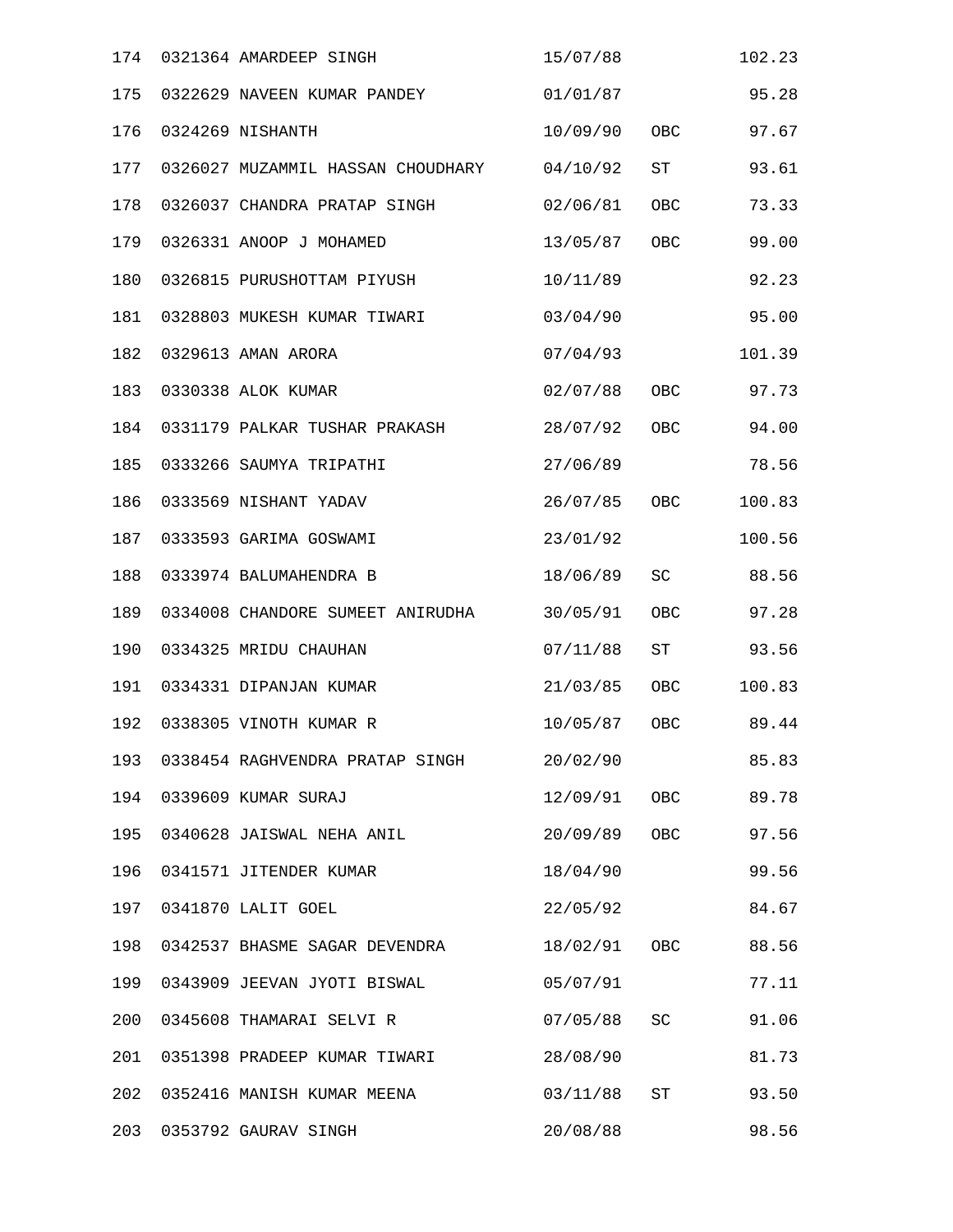| | | | | | |
|---|---|---|---|---|---|
| 174 | 0321364 | AMARDEEP SINGH | 15/07/88 | | 102.23 |
| 175 | 0322629 | NAVEEN KUMAR PANDEY | 01/01/87 | | 95.28 |
| 176 | 0324269 | NISHANTH | 10/09/90 | OBC | 97.67 |
| 177 | 0326027 | MUZAMMIL HASSAN CHOUDHARY | 04/10/92 | ST | 93.61 |
| 178 | 0326037 | CHANDRA PRATAP SINGH | 02/06/81 | OBC | 73.33 |
| 179 | 0326331 | ANOOP J MOHAMED | 13/05/87 | OBC | 99.00 |
| 180 | 0326815 | PURUSHOTTAM PIYUSH | 10/11/89 | | 92.23 |
| 181 | 0328803 | MUKESH KUMAR TIWARI | 03/04/90 | | 95.00 |
| 182 | 0329613 | AMAN ARORA | 07/04/93 | | 101.39 |
| 183 | 0330338 | ALOK KUMAR | 02/07/88 | OBC | 97.73 |
| 184 | 0331179 | PALKAR TUSHAR PRAKASH | 28/07/92 | OBC | 94.00 |
| 185 | 0333266 | SAUMYA TRIPATHI | 27/06/89 | | 78.56 |
| 186 | 0333569 | NISHANT YADAV | 26/07/85 | OBC | 100.83 |
| 187 | 0333593 | GARIMA GOSWAMI | 23/01/92 | | 100.56 |
| 188 | 0333974 | BALUMAHENDRA B | 18/06/89 | SC | 88.56 |
| 189 | 0334008 | CHANDORE SUMEET ANIRUDHA | 30/05/91 | OBC | 97.28 |
| 190 | 0334325 | MRIDU CHAUHAN | 07/11/88 | ST | 93.56 |
| 191 | 0334331 | DIPANJAN KUMAR | 21/03/85 | OBC | 100.83 |
| 192 | 0338305 | VINOTH KUMAR R | 10/05/87 | OBC | 89.44 |
| 193 | 0338454 | RAGHVENDRA PRATAP SINGH | 20/02/90 | | 85.83 |
| 194 | 0339609 | KUMAR SURAJ | 12/09/91 | OBC | 89.78 |
| 195 | 0340628 | JAISWAL NEHA ANIL | 20/09/89 | OBC | 97.56 |
| 196 | 0341571 | JITENDER KUMAR | 18/04/90 | | 99.56 |
| 197 | 0341870 | LALIT GOEL | 22/05/92 | | 84.67 |
| 198 | 0342537 | BHASME SAGAR DEVENDRA | 18/02/91 | OBC | 88.56 |
| 199 | 0343909 | JEEVAN JYOTI BISWAL | 05/07/91 | | 77.11 |
| 200 | 0345608 | THAMARAI SELVI R | 07/05/88 | SC | 91.06 |
| 201 | 0351398 | PRADEEP KUMAR TIWARI | 28/08/90 | | 81.73 |
| 202 | 0352416 | MANISH KUMAR MEENA | 03/11/88 | ST | 93.50 |
| 203 | 0353792 | GAURAV SINGH | 20/08/88 | | 98.56 |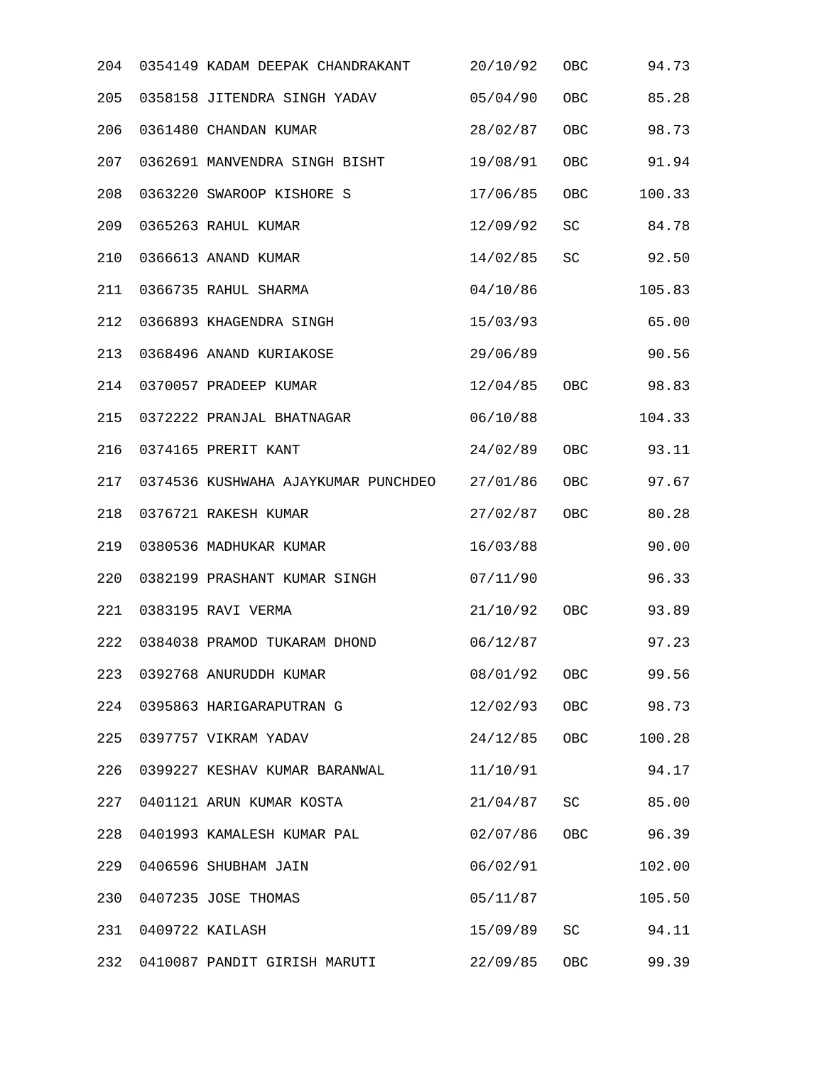| | | | | | |
|---|---|---|---|---|---|
| 204 | 0354149 | KADAM DEEPAK CHANDRAKANT | 20/10/92 | OBC | 94.73 |
| 205 | 0358158 | JITENDRA SINGH YADAV | 05/04/90 | OBC | 85.28 |
| 206 | 0361480 | CHANDAN KUMAR | 28/02/87 | OBC | 98.73 |
| 207 | 0362691 | MANVENDRA SINGH BISHT | 19/08/91 | OBC | 91.94 |
| 208 | 0363220 | SWAROOP KISHORE S | 17/06/85 | OBC | 100.33 |
| 209 | 0365263 | RAHUL KUMAR | 12/09/92 | SC | 84.78 |
| 210 | 0366613 | ANAND KUMAR | 14/02/85 | SC | 92.50 |
| 211 | 0366735 | RAHUL SHARMA | 04/10/86 | | 105.83 |
| 212 | 0366893 | KHAGENDRA SINGH | 15/03/93 | | 65.00 |
| 213 | 0368496 | ANAND KURIAKOSE | 29/06/89 | | 90.56 |
| 214 | 0370057 | PRADEEP KUMAR | 12/04/85 | OBC | 98.83 |
| 215 | 0372222 | PRANJAL BHATNAGAR | 06/10/88 | | 104.33 |
| 216 | 0374165 | PRERIT KANT | 24/02/89 | OBC | 93.11 |
| 217 | 0374536 | KUSHWAHA AJAYKUMAR PUNCHDEO | 27/01/86 | OBC | 97.67 |
| 218 | 0376721 | RAKESH KUMAR | 27/02/87 | OBC | 80.28 |
| 219 | 0380536 | MADHUKAR KUMAR | 16/03/88 | | 90.00 |
| 220 | 0382199 | PRASHANT KUMAR SINGH | 07/11/90 | | 96.33 |
| 221 | 0383195 | RAVI VERMA | 21/10/92 | OBC | 93.89 |
| 222 | 0384038 | PRAMOD TUKARAM DHOND | 06/12/87 | | 97.23 |
| 223 | 0392768 | ANURUDDH KUMAR | 08/01/92 | OBC | 99.56 |
| 224 | 0395863 | HARIGARAPUTRAN G | 12/02/93 | OBC | 98.73 |
| 225 | 0397757 | VIKRAM YADAV | 24/12/85 | OBC | 100.28 |
| 226 | 0399227 | KESHAV KUMAR BARANWAL | 11/10/91 | | 94.17 |
| 227 | 0401121 | ARUN KUMAR KOSTA | 21/04/87 | SC | 85.00 |
| 228 | 0401993 | KAMALESH KUMAR PAL | 02/07/86 | OBC | 96.39 |
| 229 | 0406596 | SHUBHAM JAIN | 06/02/91 | | 102.00 |
| 230 | 0407235 | JOSE THOMAS | 05/11/87 | | 105.50 |
| 231 | 0409722 | KAILASH | 15/09/89 | SC | 94.11 |
| 232 | 0410087 | PANDIT GIRISH MARUTI | 22/09/85 | OBC | 99.39 |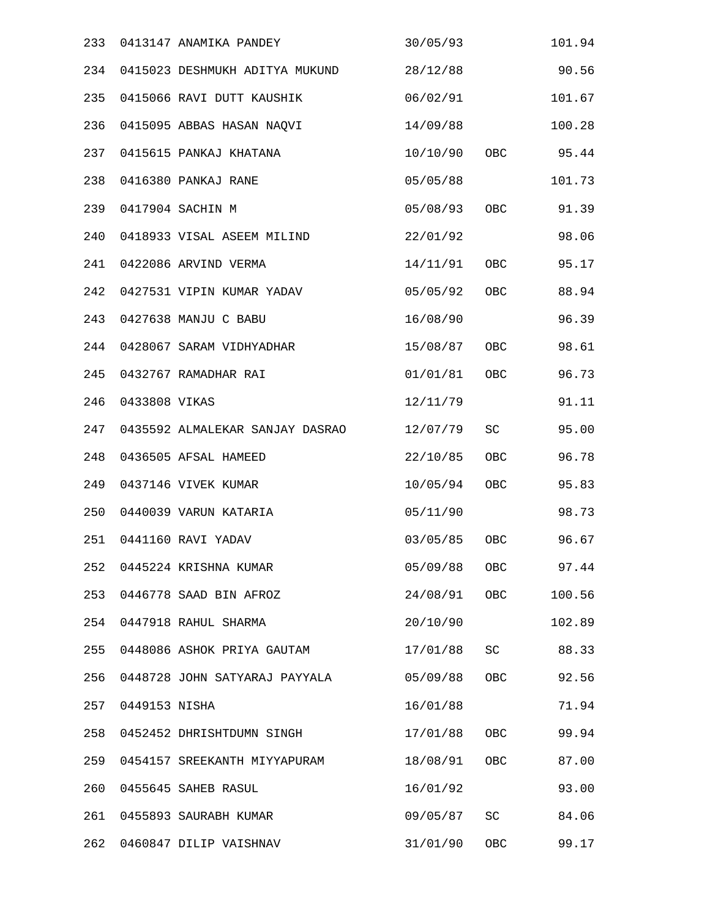| | | | | | |
|---|---|---|---|---|---|
| 233 | 0413147 | ANAMIKA PANDEY | 30/05/93 | | 101.94 |
| 234 | 0415023 | DESHMUKH ADITYA MUKUND | 28/12/88 | | 90.56 |
| 235 | 0415066 | RAVI DUTT KAUSHIK | 06/02/91 | | 101.67 |
| 236 | 0415095 | ABBAS HASAN NAQVI | 14/09/88 | | 100.28 |
| 237 | 0415615 | PANKAJ KHATANA | 10/10/90 | OBC | 95.44 |
| 238 | 0416380 | PANKAJ RANE | 05/05/88 | | 101.73 |
| 239 | 0417904 | SACHIN M | 05/08/93 | OBC | 91.39 |
| 240 | 0418933 | VISAL ASEEM MILIND | 22/01/92 | | 98.06 |
| 241 | 0422086 | ARVIND VERMA | 14/11/91 | OBC | 95.17 |
| 242 | 0427531 | VIPIN KUMAR YADAV | 05/05/92 | OBC | 88.94 |
| 243 | 0427638 | MANJU C BABU | 16/08/90 | | 96.39 |
| 244 | 0428067 | SARAM VIDHYADHAR | 15/08/87 | OBC | 98.61 |
| 245 | 0432767 | RAMADHAR RAI | 01/01/81 | OBC | 96.73 |
| 246 | 0433808 | VIKAS | 12/11/79 | | 91.11 |
| 247 | 0435592 | ALMALEKAR SANJAY DASRAO | 12/07/79 | SC | 95.00 |
| 248 | 0436505 | AFSAL HAMEED | 22/10/85 | OBC | 96.78 |
| 249 | 0437146 | VIVEK KUMAR | 10/05/94 | OBC | 95.83 |
| 250 | 0440039 | VARUN KATARIA | 05/11/90 | | 98.73 |
| 251 | 0441160 | RAVI YADAV | 03/05/85 | OBC | 96.67 |
| 252 | 0445224 | KRISHNA KUMAR | 05/09/88 | OBC | 97.44 |
| 253 | 0446778 | SAAD BIN AFROZ | 24/08/91 | OBC | 100.56 |
| 254 | 0447918 | RAHUL SHARMA | 20/10/90 | | 102.89 |
| 255 | 0448086 | ASHOK PRIYA GAUTAM | 17/01/88 | SC | 88.33 |
| 256 | 0448728 | JOHN SATYARAJ PAYYALA | 05/09/88 | OBC | 92.56 |
| 257 | 0449153 | NISHA | 16/01/88 | | 71.94 |
| 258 | 0452452 | DHRISHTDUMN SINGH | 17/01/88 | OBC | 99.94 |
| 259 | 0454157 | SREEKANTH MIYYAPURAM | 18/08/91 | OBC | 87.00 |
| 260 | 0455645 | SAHEB RASUL | 16/01/92 | | 93.00 |
| 261 | 0455893 | SAURABH KUMAR | 09/05/87 | SC | 84.06 |
| 262 | 0460847 | DILIP VAISHNAV | 31/01/90 | OBC | 99.17 |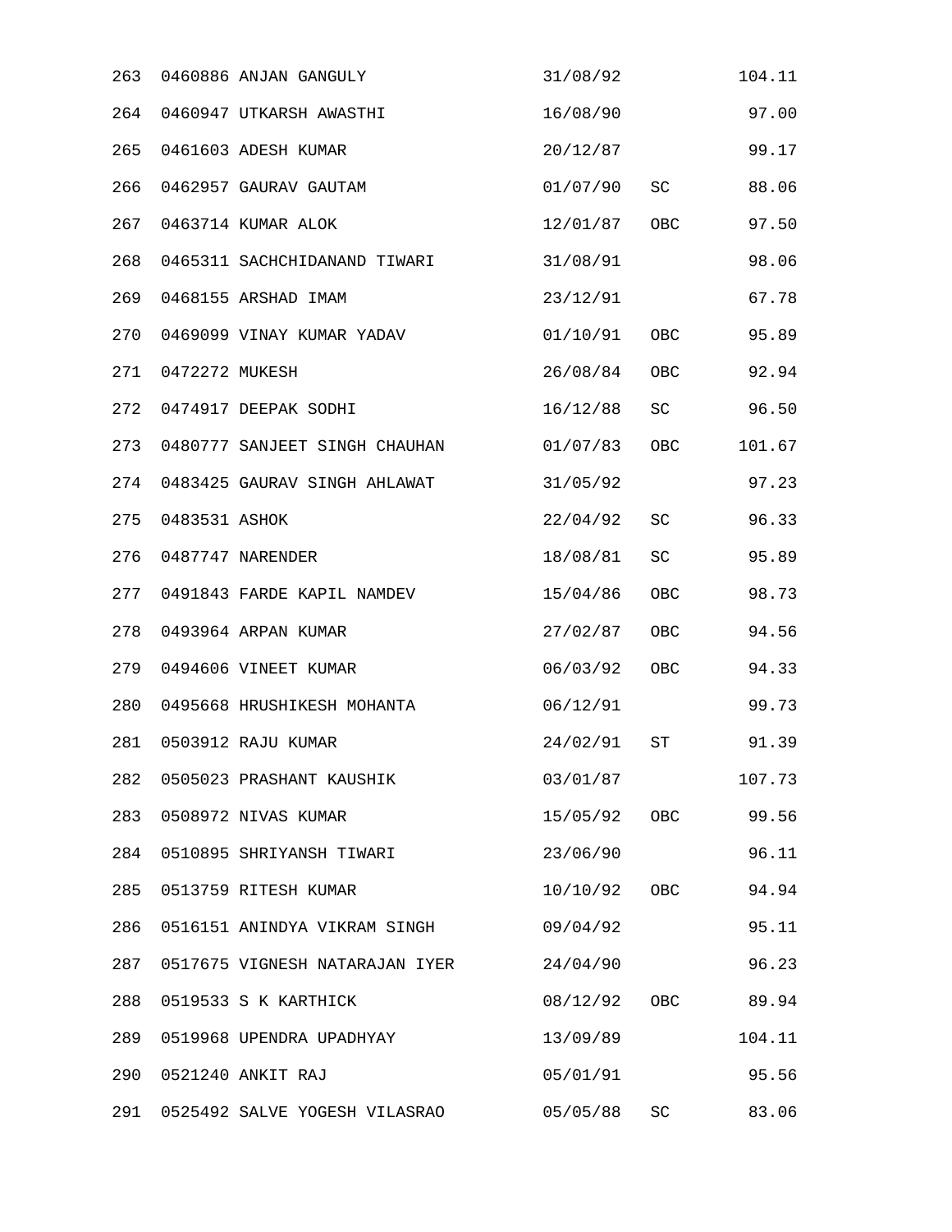| | | | | | |
|---|---|---|---|---|---|
| 263 | 0460886 | ANJAN GANGULY | 31/08/92 | | 104.11 |
| 264 | 0460947 | UTKARSH AWASTHI | 16/08/90 | | 97.00 |
| 265 | 0461603 | ADESH KUMAR | 20/12/87 | | 99.17 |
| 266 | 0462957 | GAURAV GAUTAM | 01/07/90 | SC | 88.06 |
| 267 | 0463714 | KUMAR ALOK | 12/01/87 | OBC | 97.50 |
| 268 | 0465311 | SACHCHIDANAND TIWARI | 31/08/91 | | 98.06 |
| 269 | 0468155 | ARSHAD IMAM | 23/12/91 | | 67.78 |
| 270 | 0469099 | VINAY KUMAR YADAV | 01/10/91 | OBC | 95.89 |
| 271 | 0472272 | MUKESH | 26/08/84 | OBC | 92.94 |
| 272 | 0474917 | DEEPAK SODHI | 16/12/88 | SC | 96.50 |
| 273 | 0480777 | SANJEET SINGH CHAUHAN | 01/07/83 | OBC | 101.67 |
| 274 | 0483425 | GAURAV SINGH AHLAWAT | 31/05/92 | | 97.23 |
| 275 | 0483531 | ASHOK | 22/04/92 | SC | 96.33 |
| 276 | 0487747 | NARENDER | 18/08/81 | SC | 95.89 |
| 277 | 0491843 | FARDE KAPIL NAMDEV | 15/04/86 | OBC | 98.73 |
| 278 | 0493964 | ARPAN KUMAR | 27/02/87 | OBC | 94.56 |
| 279 | 0494606 | VINEET KUMAR | 06/03/92 | OBC | 94.33 |
| 280 | 0495668 | HRUSHIKESH MOHANTA | 06/12/91 | | 99.73 |
| 281 | 0503912 | RAJU KUMAR | 24/02/91 | ST | 91.39 |
| 282 | 0505023 | PRASHANT KAUSHIK | 03/01/87 | | 107.73 |
| 283 | 0508972 | NIVAS KUMAR | 15/05/92 | OBC | 99.56 |
| 284 | 0510895 | SHRIYANSH TIWARI | 23/06/90 | | 96.11 |
| 285 | 0513759 | RITESH KUMAR | 10/10/92 | OBC | 94.94 |
| 286 | 0516151 | ANINDYA VIKRAM SINGH | 09/04/92 | | 95.11 |
| 287 | 0517675 | VIGNESH NATARAJAN IYER | 24/04/90 | | 96.23 |
| 288 | 0519533 | S K KARTHICK | 08/12/92 | OBC | 89.94 |
| 289 | 0519968 | UPENDRA UPADHYAY | 13/09/89 | | 104.11 |
| 290 | 0521240 | ANKIT RAJ | 05/01/91 | | 95.56 |
| 291 | 0525492 | SALVE YOGESH VILASRAO | 05/05/88 | SC | 83.06 |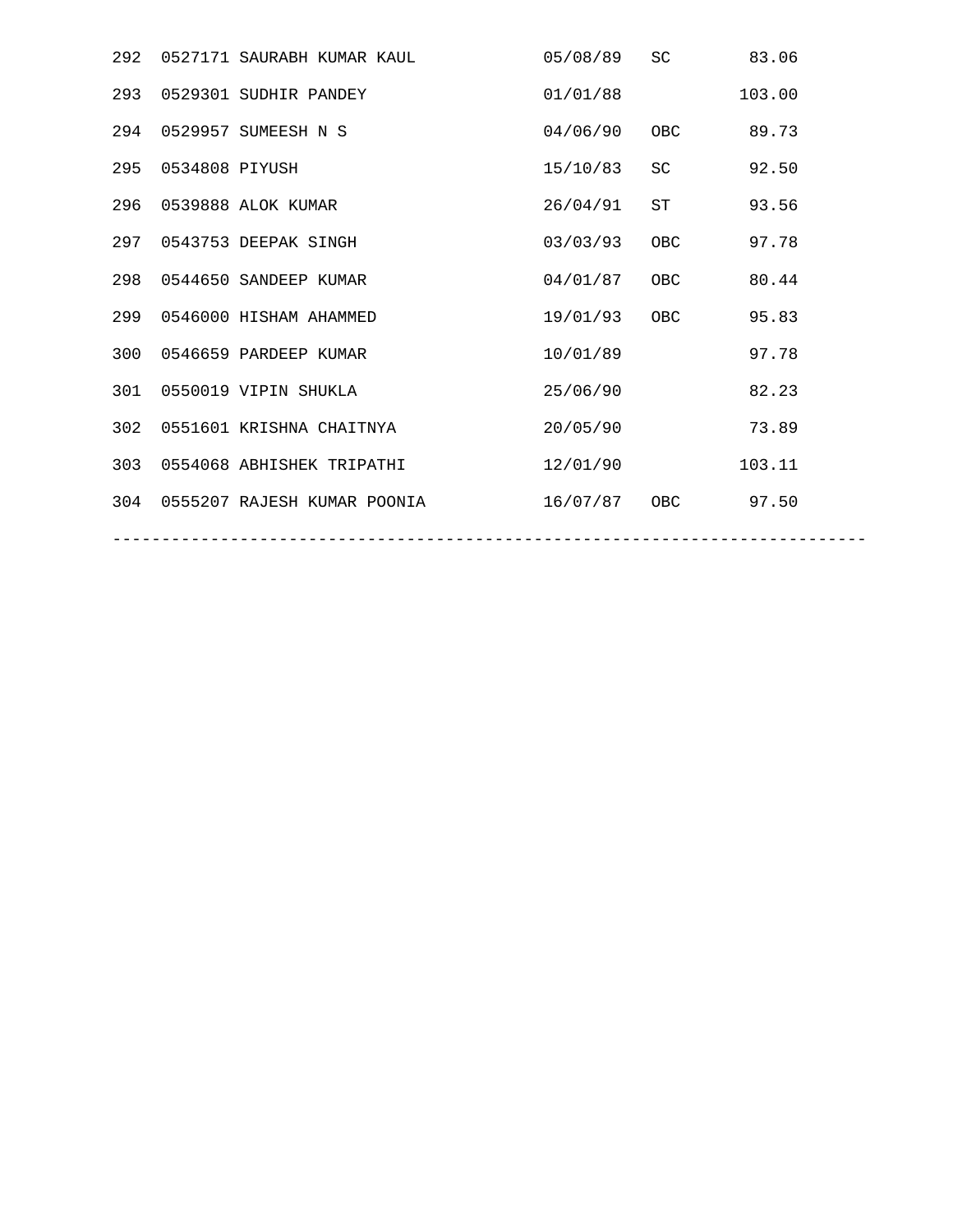| | | | | | |
|---|---|---|---|---|---|
| 292 | 0527171 | SAURABH KUMAR KAUL | 05/08/89 | SC | 83.06 |
| 293 | 0529301 | SUDHIR PANDEY | 01/01/88 | | 103.00 |
| 294 | 0529957 | SUMEESH N S | 04/06/90 | OBC | 89.73 |
| 295 | 0534808 | PIYUSH | 15/10/83 | SC | 92.50 |
| 296 | 0539888 | ALOK KUMAR | 26/04/91 | ST | 93.56 |
| 297 | 0543753 | DEEPAK SINGH | 03/03/93 | OBC | 97.78 |
| 298 | 0544650 | SANDEEP KUMAR | 04/01/87 | OBC | 80.44 |
| 299 | 0546000 | HISHAM AHAMMED | 19/01/93 | OBC | 95.83 |
| 300 | 0546659 | PARDEEP KUMAR | 10/01/89 | | 97.78 |
| 301 | 0550019 | VIPIN SHUKLA | 25/06/90 | | 82.23 |
| 302 | 0551601 | KRISHNA CHAITNYA | 20/05/90 | | 73.89 |
| 303 | 0554068 | ABHISHEK TRIPATHI | 12/01/90 | | 103.11 |
| 304 | 0555207 | RAJESH KUMAR POONIA | 16/07/87 | OBC | 97.50 |

---